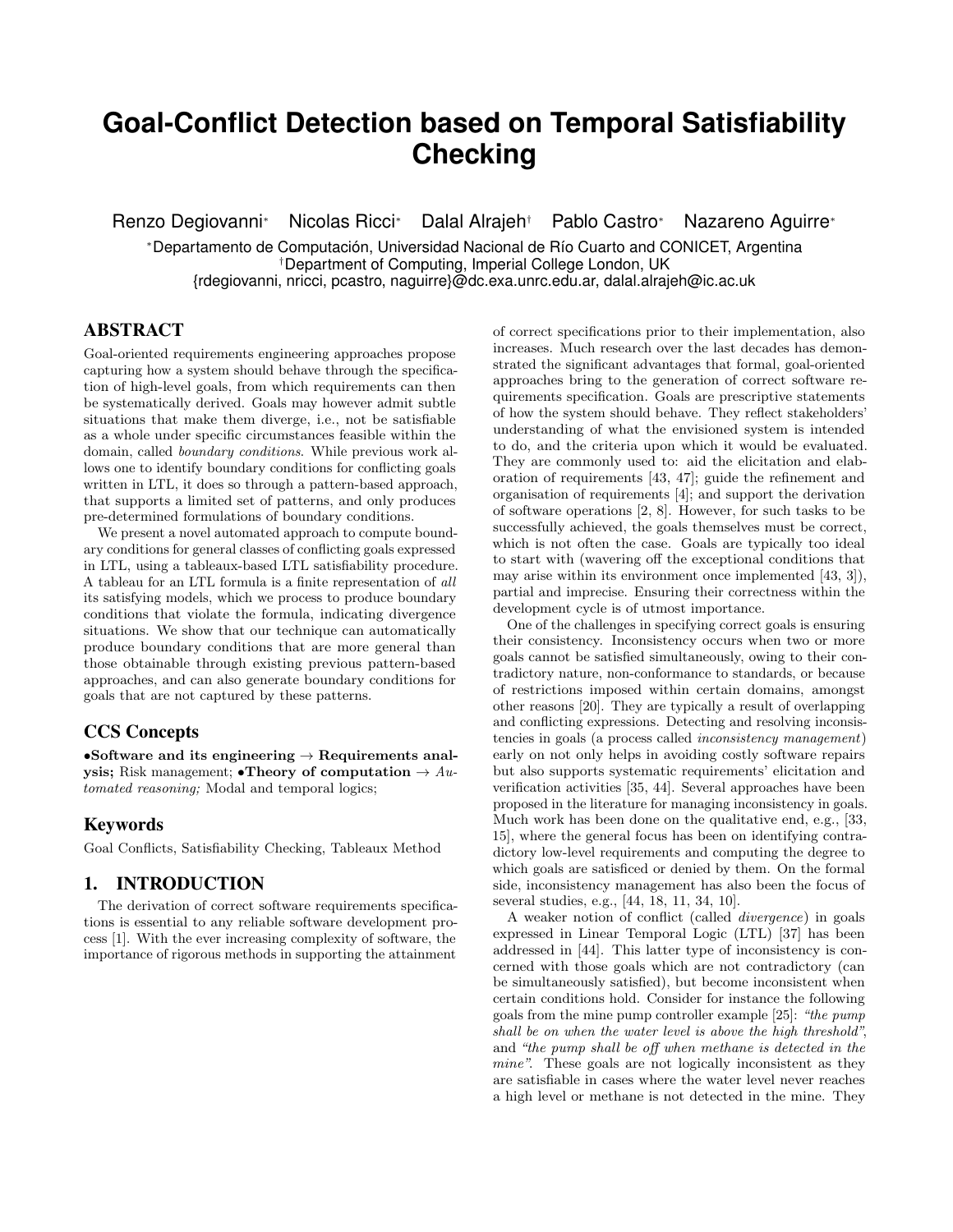# Goal-Conflict Detection based on Temporal Satisfiability Checking

Renzo Degiovanni[*] Nicolas Ricci[*] Dalal Alrajeh[†] Pablo Castro[*] Nazareno Aguirre[*]

[*]Departamento de Computación, Universidad Nacional de Río Cuarto and CONICET, Argentina
[†]Department of Computing, Imperial College London, UK
{rdegiovanni, nricci, pcastro, naguirre}@dc.exa.unrc.edu.ar, dalal.alrajeh@ic.ac.uk

## ABSTRACT

Goal-oriented requirements engineering approaches propose capturing how a system should behave through the specification of high-level goals, from which requirements can then be systematically derived. Goals may however admit subtle situations that make them diverge, i.e., not be satisfiable as a whole under specific circumstances feasible within the domain, called *boundary conditions*. While previous work allows one to identify boundary conditions for conflicting goals written in LTL, it does so through a pattern-based approach, that supports a limited set of patterns, and only produces pre-determined formulations of boundary conditions.

We present a novel automated approach to compute boundary conditions for general classes of conflicting goals expressed in LTL, using a tableaux-based LTL satisfiability procedure. A tableau for an LTL formula is a finite representation of *all* its satisfying models, which we process to produce boundary conditions that violate the formula, indicating divergence situations. We show that our technique can automatically produce boundary conditions that are more general than those obtainable through existing previous pattern-based approaches, and can also generate boundary conditions for goals that are not captured by these patterns.

## CCS Concepts

•**Software and its engineering** → **Requirements analysis;** Risk management; •**Theory of computation** → *Automated reasoning;* Modal and temporal logics;

## Keywords

Goal Conflicts, Satisfiability Checking, Tableaux Method

## 1. INTRODUCTION

The derivation of correct software requirements specifications is essential to any reliable software development process [1]. With the ever increasing complexity of software, the importance of rigorous methods in supporting the attainment of correct specifications prior to their implementation, also increases. Much research over the last decades has demonstrated the significant advantages that formal, goal-oriented approaches bring to the generation of correct software requirements specification. Goals are prescriptive statements of how the system should behave. They reflect stakeholders' understanding of what the envisioned system is intended to do, and the criteria upon which it would be evaluated. They are commonly used to: aid the elicitation and elaboration of requirements [43, 47]; guide the refinement and organisation of requirements [4]; and support the derivation of software operations [2, 8]. However, for such tasks to be successfully achieved, the goals themselves must be correct, which is not often the case. Goals are typically too ideal to start with (wavering off the exceptional conditions that may arise within its environment once implemented [43, 3]), partial and imprecise. Ensuring their correctness within the development cycle is of utmost importance.

One of the challenges in specifying correct goals is ensuring their consistency. Inconsistency occurs when two or more goals cannot be satisfied simultaneously, owing to their contradictory nature, non-conformance to standards, or because of restrictions imposed within certain domains, amongst other reasons [20]. They are typically a result of overlapping and conflicting expressions. Detecting and resolving inconsistencies in goals (a process called *inconsistency management*) early on not only helps in avoiding costly software repairs but also supports systematic requirements' elicitation and verification activities [35, 44]. Several approaches have been proposed in the literature for managing inconsistency in goals. Much work has been done on the qualitative end, e.g., [33, 15], where the general focus has been on identifying contradictory low-level requirements and computing the degree to which goals are satisficed or denied by them. On the formal side, inconsistency management has also been the focus of several studies, e.g., [44, 18, 11, 34, 10].

A weaker notion of conflict (called *divergence*) in goals expressed in Linear Temporal Logic (LTL) [37] has been addressed in [44]. This latter type of inconsistency is concerned with those goals which are not contradictory (can be simultaneously satisfied), but become inconsistent when certain conditions hold. Consider for instance the following goals from the mine pump controller example [25]: *"the pump shall be on when the water level is above the high threshold"*, and *"the pump shall be off when methane is detected in the mine"*. These goals are not logically inconsistent as they are satisfiable in cases where the water level never reaches a high level or methane is not detected in the mine. They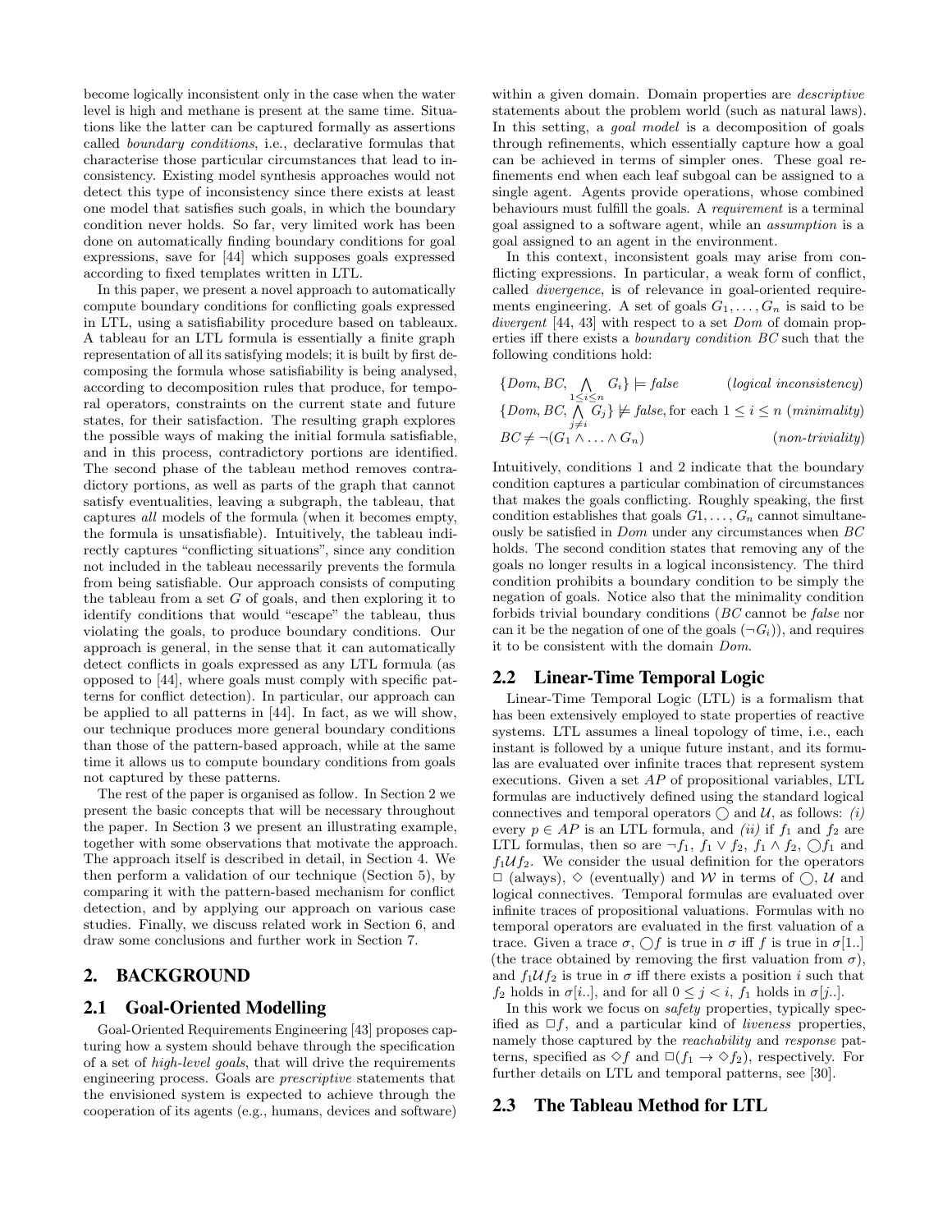become logically inconsistent only in the case when the water level is high and methane is present at the same time. Situations like the latter can be captured formally as assertions called *boundary conditions*, i.e., declarative formulas that characterise those particular circumstances that lead to inconsistency. Existing model synthesis approaches would not detect this type of inconsistency since there exists at least one model that satisfies such goals, in which the boundary condition never holds. So far, very limited work has been done on automatically finding boundary conditions for goal expressions, save for [44] which supposes goals expressed according to fixed templates written in LTL.

In this paper, we present a novel approach to automatically compute boundary conditions for conflicting goals expressed in LTL, using a satisfiability procedure based on tableaux. A tableau for an LTL formula is essentially a finite graph representation of all its satisfying models; it is built by first decomposing the formula whose satisfiability is being analysed, according to decomposition rules that produce, for temporal operators, constraints on the current state and future states, for their satisfaction. The resulting graph explores the possible ways of making the initial formula satisfiable, and in this process, contradictory portions are identified. The second phase of the tableau method removes contradictory portions, as well as parts of the graph that cannot satisfy eventualities, leaving a subgraph, the tableau, that captures *all* models of the formula (when it becomes empty, the formula is unsatisfiable). Intuitively, the tableau indirectly captures "conflicting situations", since any condition not included in the tableau necessarily prevents the formula from being satisfiable. Our approach consists of computing the tableau from a set $G$ of goals, and then exploring it to identify conditions that would "escape" the tableau, thus violating the goals, to produce boundary conditions. Our approach is general, in the sense that it can automatically detect conflicts in goals expressed as any LTL formula (as opposed to [44], where goals must comply with specific patterns for conflict detection). In particular, our approach can be applied to all patterns in [44]. In fact, as we will show, our technique produces more general boundary conditions than those of the pattern-based approach, while at the same time it allows us to compute boundary conditions from goals not captured by these patterns.

The rest of the paper is organised as follow. In Section 2 we present the basic concepts that will be necessary throughout the paper. In Section 3 we present an illustrating example, together with some observations that motivate the approach. The approach itself is described in detail, in Section 4. We then perform a validation of our technique (Section 5), by comparing it with the pattern-based mechanism for conflict detection, and by applying our approach on various case studies. Finally, we discuss related work in Section 6, and draw some conclusions and further work in Section 7.

## 2. BACKGROUND

### 2.1 Goal-Oriented Modelling

Goal-Oriented Requirements Engineering [43] proposes capturing how a system should behave through the specification of a set of *high-level goals*, that will drive the requirements engineering process. Goals are *prescriptive* statements that the envisioned system is expected to achieve through the cooperation of its agents (e.g., humans, devices and software) within a given domain. Domain properties are *descriptive* statements about the problem world (such as natural laws). In this setting, a *goal model* is a decomposition of goals through refinements, which essentially capture how a goal can be achieved in terms of simpler ones. These goal refinements end when each leaf subgoal can be assigned to a single agent. Agents provide operations, whose combined behaviours must fulfill the goals. A *requirement* is a terminal goal assigned to a software agent, while an *assumption* is a goal assigned to an agent in the environment.

In this context, inconsistent goals may arise from conflicting expressions. In particular, a weak form of conflict, called *divergence*, is of relevance in goal-oriented requirements engineering. A set of goals $G_1, \ldots, G_n$ is said to be *divergent* [44, 43] with respect to a set $Dom$ of domain properties iff there exists a *boundary condition* $BC$ such that the following conditions hold:

$$\{Dom, BC, \bigwedge_{1 \leq i \leq n} G_i\} \models \mathit{false} \qquad (\mathit{logical\ inconsistency})$$

$$\{Dom, BC, \bigwedge_{j \neq i} G_j\} \not\models \mathit{false}, \text{for each } 1 \leq i \leq n \ (\mathit{minimality})$$

$$BC \neq \neg(G_1 \wedge \ldots \wedge G_n) \qquad (\mathit{non\text{-}triviality})$$

Intuitively, conditions 1 and 2 indicate that the boundary condition captures a particular combination of circumstances that makes the goals conflicting. Roughly speaking, the first condition establishes that goals $G1, \ldots, G_n$ cannot simultaneously be satisfied in $Dom$ under any circumstances when $BC$ holds. The second condition states that removing any of the goals no longer results in a logical inconsistency. The third condition prohibits a boundary condition to be simply the negation of goals. Notice also that the minimality condition forbids trivial boundary conditions ($BC$ cannot be *false* nor can it be the negation of one of the goals ($\neg G_i$)), and requires it to be consistent with the domain $Dom$.

### 2.2 Linear-Time Temporal Logic

Linear-Time Temporal Logic (LTL) is a formalism that has been extensively employed to state properties of reactive systems. LTL assumes a lineal topology of time, i.e., each instant is followed by a unique future instant, and its formulas are evaluated over infinite traces that represent system executions. Given a set $AP$ of propositional variables, LTL formulas are inductively defined using the standard logical connectives and temporal operators $\bigcirc$ and $\mathcal{U}$, as follows: *(i)* every $p \in AP$ is an LTL formula, and *(ii)* if $f_1$ and $f_2$ are LTL formulas, then so are $\neg f_1$, $f_1 \vee f_2$, $f_1 \wedge f_2$, $\bigcirc f_1$ and $f_1 \mathcal{U} f_2$. We consider the usual definition for the operators $\Box$ (always), $\Diamond$ (eventually) and $\mathcal{W}$ in terms of $\bigcirc$, $\mathcal{U}$ and logical connectives. Temporal formulas are evaluated over infinite traces of propositional valuations. Formulas with no temporal operators are evaluated in the first valuation of a trace. Given a trace $\sigma$, $\bigcirc f$ is true in $\sigma$ iff $f$ is true in $\sigma[1..]$ (the trace obtained by removing the first valuation from $\sigma$), and $f_1 \mathcal{U} f_2$ is true in $\sigma$ iff there exists a position $i$ such that $f_2$ holds in $\sigma[i..]$, and for all $0 \leq j < i$, $f_1$ holds in $\sigma[j..]$.

In this work we focus on *safety* properties, typically specified as $\Box f$, and a particular kind of *liveness* properties, namely those captured by the *reachability* and *response* patterns, specified as $\Diamond f$ and $\Box(f_1 \rightarrow \Diamond f_2)$, respectively. For further details on LTL and temporal patterns, see [30].

### 2.3 The Tableau Method for LTL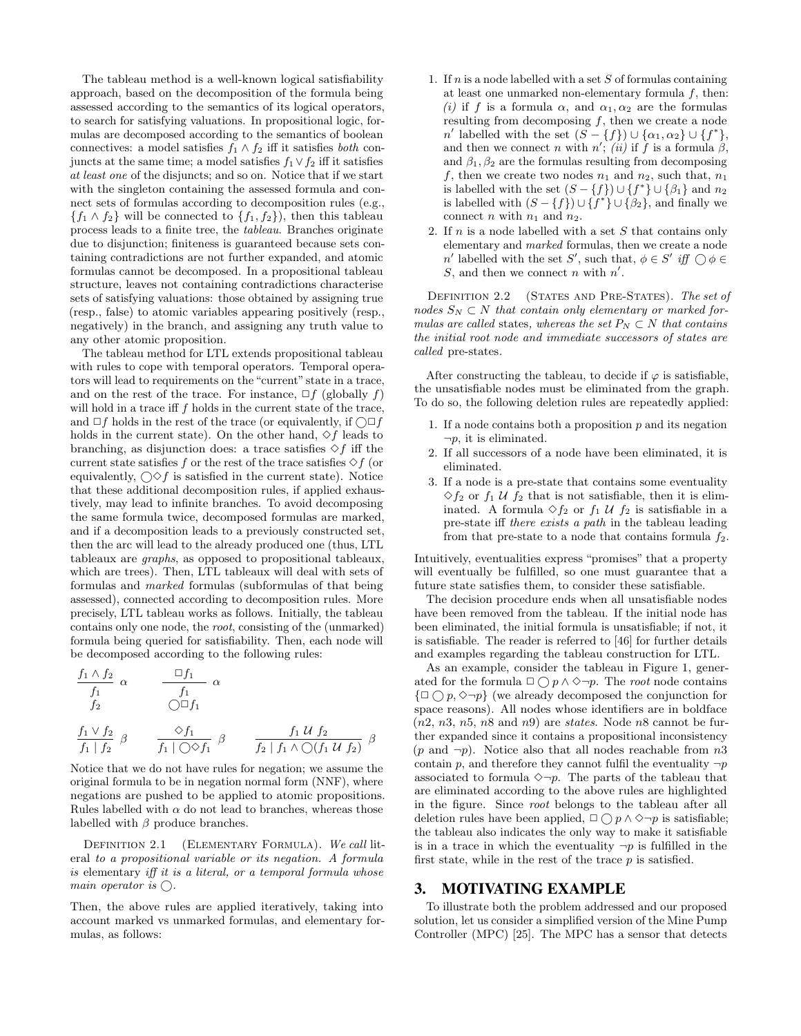The tableau method is a well-known logical satisfiability approach, based on the decomposition of the formula being assessed according to the semantics of its logical operators, to search for satisfying valuations. In propositional logic, formulas are decomposed according to the semantics of boolean connectives: a model satisfies $f_1 \wedge f_2$ iff it satisfies *both* conjuncts at the same time; a model satisfies $f_1 \vee f_2$ iff it satisfies *at least one* of the disjuncts; and so on. Notice that if we start with the singleton containing the assessed formula and connect sets of formulas according to decomposition rules (e.g., $\{f_1 \wedge f_2\}$ will be connected to $\{f_1, f_2\}$), then this tableau process leads to a finite tree, the *tableau*. Branches originate due to disjunction; finiteness is guaranteed because sets containing contradictions are not further expanded, and atomic formulas cannot be decomposed. In a propositional tableau structure, leaves not containing contradictions characterise sets of satisfying valuations: those obtained by assigning true (resp., false) to atomic variables appearing positively (resp., negatively) in the branch, and assigning any truth value to any other atomic proposition.

The tableau method for LTL extends propositional tableau with rules to cope with temporal operators. Temporal operators will lead to requirements on the "current" state in a trace, and on the rest of the trace. For instance, $\Box f$ (globally $f$) will hold in a trace iff $f$ holds in the current state of the trace, and $\Box f$ holds in the rest of the trace (or equivalently, if $\bigcirc\Box f$ holds in the current state). On the other hand, $\Diamond f$ leads to branching, as disjunction does: a trace satisfies $\Diamond f$ iff the current state satisfies $f$ or the rest of the trace satisfies $\Diamond f$ (or equivalently, $\bigcirc\Diamond f$ is satisfied in the current state). Notice that these additional decomposition rules, if applied exhaustively, may lead to infinite branches. To avoid decomposing the same formula twice, decomposed formulas are marked, and if a decomposition leads to a previously constructed set, then the arc will lead to the already produced one (thus, LTL tableaux are *graphs*, as opposed to propositional tableaux, which are trees). Then, LTL tableaux will deal with sets of formulas and *marked* formulas (subformulas of that being assessed), connected according to decomposition rules. More precisely, LTL tableau works as follows. Initially, the tableau contains only one node, the *root*, consisting of the (unmarked) formula being queried for satisfiability. Then, each node will be decomposed according to the following rules:

$$\frac{f_1 \wedge f_2}{\begin{array}{c} f_1 \\ f_2 \end{array}}\ \alpha \qquad \frac{\Box f_1}{\begin{array}{c} f_1 \\ \bigcirc\Box f_1 \end{array}}\ \alpha$$

$$\frac{f_1 \vee f_2}{f_1 \mid f_2}\ \beta \qquad \frac{\Diamond f_1}{f_1 \mid \bigcirc\Diamond f_1}\ \beta \qquad \frac{f_1\ \mathcal{U}\ f_2}{f_2 \mid f_1 \wedge \bigcirc(f_1\ \mathcal{U}\ f_2)}\ \beta$$

Notice that we do not have rules for negation; we assume the original formula to be in negation normal form (NNF), where negations are pushed to be applied to atomic propositions. Rules labelled with $\alpha$ do not lead to branches, whereas those labelled with $\beta$ produce branches.

Definition 2.1 (Elementary Formula). *We call* literal *to a propositional variable or its negation. A formula is* elementary *iff it is a literal, or a temporal formula whose main operator is* $\bigcirc$.

Then, the above rules are applied iteratively, taking into account marked vs unmarked formulas, and elementary formulas, as follows:

1. If $n$ is a node labelled with a set $S$ of formulas containing at least one unmarked non-elementary formula $f$, then: *(i)* if $f$ is a formula $\alpha$, and $\alpha_1, \alpha_2$ are the formulas resulting from decomposing $f$, then we create a node $n'$ labelled with the set $(S - \{f\}) \cup \{\alpha_1, \alpha_2\} \cup \{f^*\}$, and then we connect $n$ with $n'$; *(ii)* if $f$ is a formula $\beta$, and $\beta_1, \beta_2$ are the formulas resulting from decomposing $f$, then we create two nodes $n_1$ and $n_2$, such that, $n_1$ is labelled with the set $(S - \{f\}) \cup \{f^*\} \cup \{\beta_1\}$ and $n_2$ is labelled with $(S - \{f\}) \cup \{f^*\} \cup \{\beta_2\}$, and finally we connect $n$ with $n_1$ and $n_2$.
2. If $n$ is a node labelled with a set $S$ that contains only elementary and *marked* formulas, then we create a node $n'$ labelled with the set $S'$, such that, $\phi \in S'$ *iff* $\bigcirc\phi \in S$, and then we connect $n$ with $n'$.

Definition 2.2 (States and Pre-States). *The set of nodes $S_N \subset N$ that contain only elementary or marked formulas are called* states, *whereas the set $P_N \subset N$ that contains the initial root node and immediate successors of states are called* pre-states.

After constructing the tableau, to decide if $\varphi$ is satisfiable, the unsatisfiable nodes must be eliminated from the graph. To do so, the following deletion rules are repeatedly applied:

1. If a node contains both a proposition $p$ and its negation $\neg p$, it is eliminated.
2. If all successors of a node have been eliminated, it is eliminated.
3. If a node is a pre-state that contains some eventuality $\Diamond f_2$ or $f_1\ \mathcal{U}\ f_2$ that is not satisfiable, then it is eliminated. A formula $\Diamond f_2$ or $f_1\ \mathcal{U}\ f_2$ is satisfiable in a pre-state iff *there exists a path* in the tableau leading from that pre-state to a node that contains formula $f_2$.

Intuitively, eventualities express "promises" that a property will eventually be fulfilled, so one must guarantee that a future state satisfies them, to consider these satisfiable.

The decision procedure ends when all unsatisfiable nodes have been removed from the tableau. If the initial node has been eliminated, the initial formula is unsatisfiable; if not, it is satisfiable. The reader is referred to [46] for further details and examples regarding the tableau construction for LTL.

As an example, consider the tableau in Figure 1, generated for the formula $\Box\bigcirc p \wedge \Diamond\neg p$. The *root* node contains $\{\Box\bigcirc p, \Diamond\neg p\}$ (we already decomposed the conjunction for space reasons). All nodes whose identifiers are in boldface ($n2$, $n3$, $n5$, $n8$ and $n9$) are *states*. Node $n8$ cannot be further expanded since it contains a propositional inconsistency ($p$ and $\neg p$). Notice also that all nodes reachable from $n3$ contain $p$, and therefore they cannot fulfil the eventuality $\neg p$ associated to formula $\Diamond\neg p$. The parts of the tableau that are eliminated according to the above rules are highlighted in the figure. Since *root* belongs to the tableau after all deletion rules have been applied, $\Box\bigcirc p \wedge \Diamond\neg p$ is satisfiable; the tableau also indicates the only way to make it satisfiable is in a trace in which the eventuality $\neg p$ is fulfilled in the first state, while in the rest of the trace $p$ is satisfied.

## 3. MOTIVATING EXAMPLE

To illustrate both the problem addressed and our proposed solution, let us consider a simplified version of the Mine Pump Controller (MPC) [25]. The MPC has a sensor that detects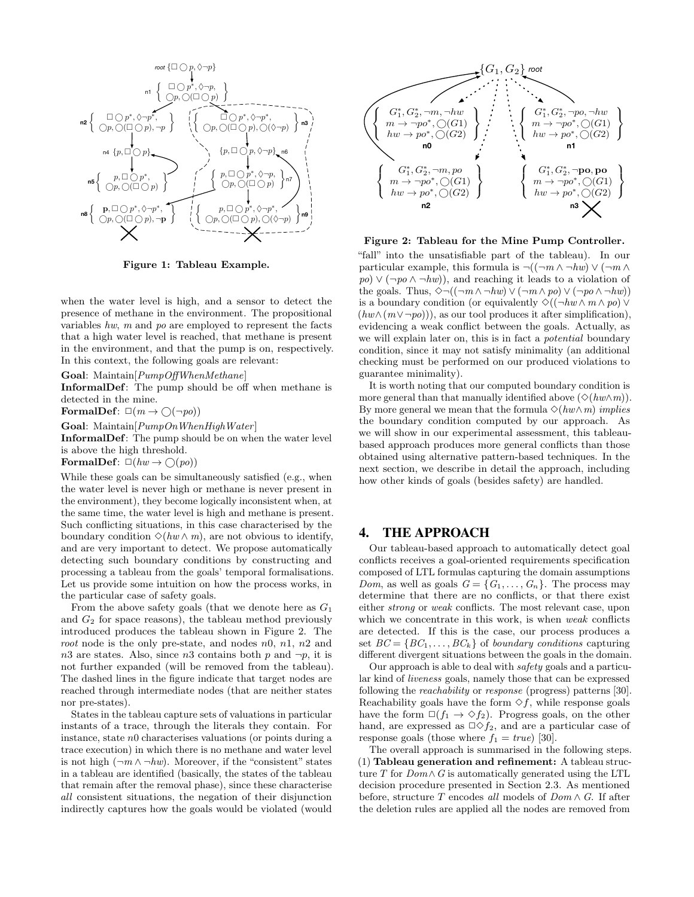Figure 1: Tableau Example.

when the water level is high, and a sensor to detect the presence of methane in the environment. The propositional variables $hw$, $m$ and $po$ are employed to represent the facts that a high water level is reached, that methane is present in the environment, and that the pump is on, respectively. In this context, the following goals are relevant:

**Goal**: Maintain[*PumpOffWhenMethane*]
**InformalDef**: The pump should be off when methane is detected in the mine.
**FormalDef**: $\Box(m \rightarrow \bigcirc(\neg po))$

**Goal**: Maintain[*PumpOnWhenHighWater*]
**InformalDef**: The pump should be on when the water level is above the high threshold.
**FormalDef**: $\Box(hw \rightarrow \bigcirc(po))$

While these goals can be simultaneously satisfied (e.g., when the water level is never high or methane is never present in the environment), they become logically inconsistent when, at the same time, the water level is high and methane is present. Such conflicting situations, in this case characterised by the boundary condition $\Diamond(hw \wedge m)$, are not obvious to identify, and are very important to detect. We propose automatically detecting such boundary conditions by constructing and processing a tableau from the goals' temporal formalisations. Let us provide some intuition on how the process works, in the particular case of safety goals.

From the above safety goals (that we denote here as $G_1$ and $G_2$ for space reasons), the tableau method previously introduced produces the tableau shown in Figure 2. The *root* node is the only pre-state, and nodes $n0$, $n1$, $n2$ and $n3$ are states. Also, since $n3$ contains both $p$ and $\neg p$, it is not further expanded (will be removed from the tableau). The dashed lines in the figure indicate that target nodes are reached through intermediate nodes (that are neither states nor pre-states).

States in the tableau capture sets of valuations in particular instants of a trace, through the literals they contain. For instance, state $n0$ characterises valuations (or points during a trace execution) in which there is no methane and water level is not high ($\neg m \wedge \neg hw$). Moreover, if the "consistent" states in a tableau are identified (basically, the states of the tableau that remain after the removal phase), since these characterise *all* consistent situations, the negation of their disjunction indirectly captures how the goals would be violated (would "fall" into the unsatisfiable part of the tableau). In our particular example, this formula is $\neg((\neg m \wedge \neg hw) \vee (\neg m \wedge po) \vee (\neg po \wedge \neg hw))$, and reaching it leads to a violation of the goals. Thus, $\Diamond\neg((\neg m \wedge \neg hw) \vee (\neg m \wedge po) \vee (\neg po \wedge \neg hw))$ is a boundary condition (or equivalently $\Diamond((\neg hw \wedge m \wedge po) \vee (hw \wedge (m \vee \neg po)))$, as our tool produces it after simplification), evidencing a weak conflict between the goals. Actually, as we will explain later on, this is in fact a *potential* boundary condition, since it may not satisfy minimality (an additional checking must be performed on our produced violations to guarantee minimality).

Figure 2: Tableau for the Mine Pump Controller.

It is worth noting that our computed boundary condition is more general than that manually identified above ($\Diamond(hw \wedge m)$). By more general we mean that the formula $\Diamond(hw \wedge m)$ *implies* the boundary condition computed by our approach. As we will show in our experimental assessment, this tableau-based approach produces more general conflicts than those obtained using alternative pattern-based techniques. In the next section, we describe in detail the approach, including how other kinds of goals (besides safety) are handled.

## 4. THE APPROACH

Our tableau-based approach to automatically detect goal conflicts receives a goal-oriented requirements specification composed of LTL formulas capturing the domain assumptions $Dom$, as well as goals $G = \{G_1, \ldots, G_n\}$. The process may determine that there are no conflicts, or that there exist either *strong* or *weak* conflicts. The most relevant case, upon which we concentrate in this work, is when *weak* conflicts are detected. If this is the case, our process produces a set $BC = \{BC_1, \ldots, BC_k\}$ of *boundary conditions* capturing different divergent situations between the goals in the domain.

Our approach is able to deal with *safety* goals and a particular kind of *liveness* goals, namely those that can be expressed following the *reachability* or *response* (progress) patterns [30]. Reachability goals have the form $\Diamond f$, while response goals have the form $\Box(f_1 \rightarrow \Diamond f_2)$. Progress goals, on the other hand, are expressed as $\Box\Diamond f_2$, and are a particular case of response goals (those where $f_1 = true$) [30].

The overall approach is summarised in the following steps. (1) **Tableau generation and refinement:** A tableau structure $T$ for $Dom \wedge G$ is automatically generated using the LTL decision procedure presented in Section 2.3. As mentioned before, structure $T$ encodes *all* models of $Dom \wedge G$. If after the deletion rules are applied all the nodes are removed from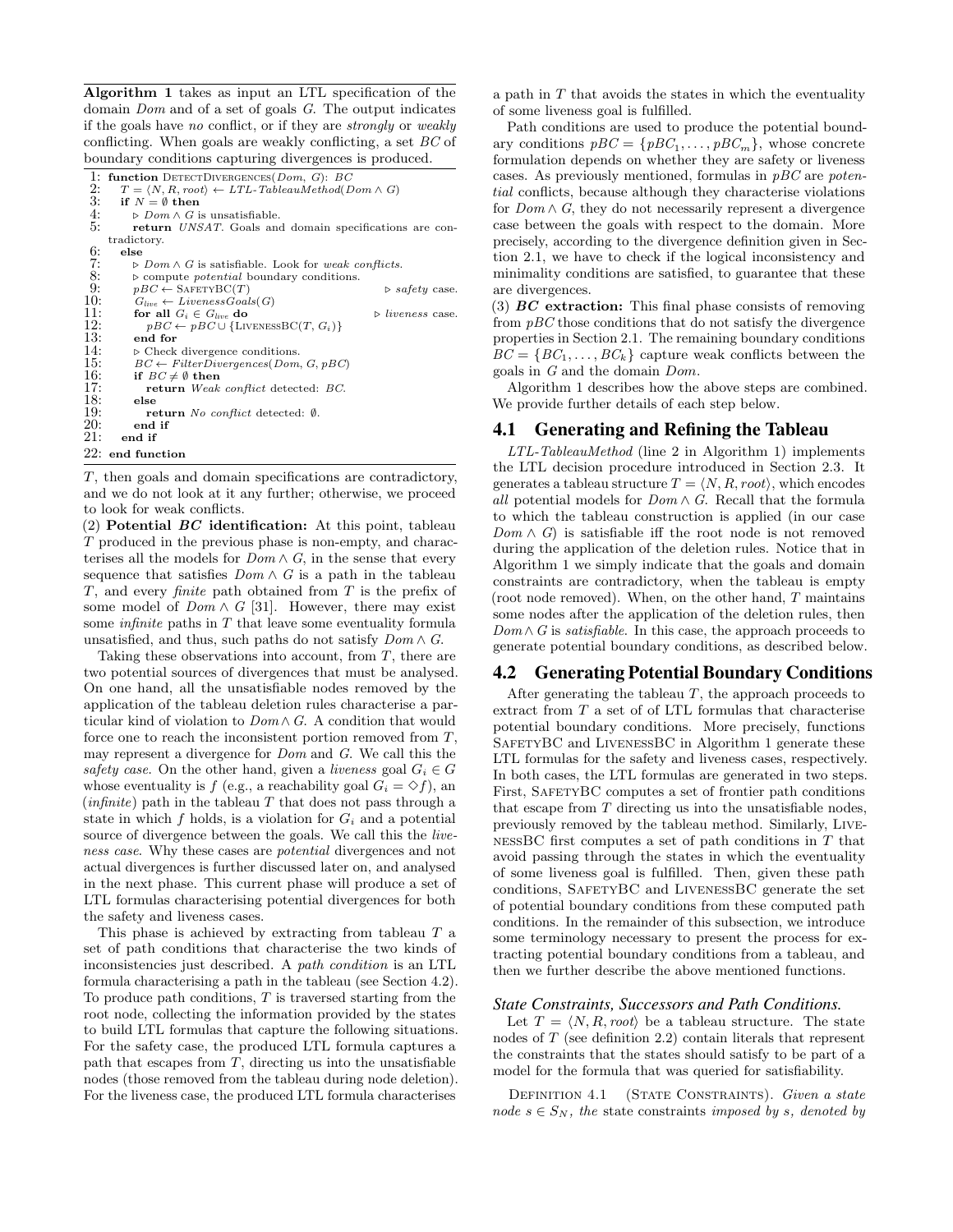**Algorithm 1** takes as input an LTL specification of the domain *Dom* and of a set of goals *G*. The output indicates if the goals have *no* conflict, or if they are *strongly* or *weakly* conflicting. When goals are weakly conflicting, a set *BC* of boundary conditions capturing divergences is produced.

```
1: function DetectDivergences(Dom, G): BC
2:   T = ⟨N, R, root⟩ ← LTL-TableauMethod(Dom ∧ G)
3:   if N = ∅ then
4:     ▷ Dom ∧ G is unsatisfiable.
5:     return UNSAT. Goals and domain specifications are contradictory.
6:   else
7:     ▷ Dom ∧ G is satisfiable. Look for weak conflicts.
8:     ▷ compute potential boundary conditions.
9:     pBC ← SafetyBC(T)                              ▷ safety case.
10:    G_live ← LivenessGoals(G)
11:    for all G_i ∈ G_live do                        ▷ liveness case.
12:      pBC ← pBC ∪ {LivenessBC(T, G_i)}
13:    end for
14:    ▷ Check divergence conditions.
15:    BC ← FilterDivergences(Dom, G, pBC)
16:    if BC ≠ ∅ then
17:      return Weak conflict detected: BC.
18:    else
19:      return No conflict detected: ∅.
20:    end if
21:  end if
22: end function
```

*T*, then goals and domain specifications are contradictory, and we do not look at it any further; otherwise, we proceed to look for weak conflicts.

(2) **Potential *BC* identification:** At this point, tableau $T$ produced in the previous phase is non-empty, and characterises all the models for $Dom \wedge G$, in the sense that every sequence that satisfies $Dom \wedge G$ is a path in the tableau $T$, and every *finite* path obtained from $T$ is the prefix of some model of $Dom \wedge G$ [31]. However, there may exist some *infinite* paths in $T$ that leave some eventuality formula unsatisfied, and thus, such paths do not satisfy $Dom \wedge G$.

Taking these observations into account, from $T$, there are two potential sources of divergences that must be analysed. On one hand, all the unsatisfiable nodes removed by the application of the tableau deletion rules characterise a particular kind of violation to $Dom \wedge G$. A condition that would force one to reach the inconsistent portion removed from $T$, may represent a divergence for *Dom* and *G*. We call this the *safety case*. On the other hand, given a *liveness* goal $G_i \in G$ whose eventuality is $f$ (e.g., a reachability goal $G_i = \Diamond f$), an (*infinite*) path in the tableau $T$ that does not pass through a state in which $f$ holds, is a violation for $G_i$ and a potential source of divergence between the goals. We call this the *liveness case*. Why these cases are *potential* divergences and not actual divergences is further discussed later on, and analysed in the next phase. This current phase will produce a set of LTL formulas characterising potential divergences for both the safety and liveness cases.

This phase is achieved by extracting from tableau $T$ a set of path conditions that characterise the two kinds of inconsistencies just described. A *path condition* is an LTL formula characterising a path in the tableau (see Section 4.2). To produce path conditions, $T$ is traversed starting from the root node, collecting the information provided by the states to build LTL formulas that capture the following situations. For the safety case, the produced LTL formula captures a path that escapes from $T$, directing us into the unsatisfiable nodes (those removed from the tableau during node deletion). For the liveness case, the produced LTL formula characterises a path in $T$ that avoids the states in which the eventuality of some liveness goal is fulfilled.

Path conditions are used to produce the potential boundary conditions $pBC = \{pBC_1, \ldots, pBC_m\}$, whose concrete formulation depends on whether they are safety or liveness cases. As previously mentioned, formulas in $pBC$ are *potential* conflicts, because although they characterise violations for $Dom \wedge G$, they do not necessarily represent a divergence case between the goals with respect to the domain. More precisely, according to the divergence definition given in Section 2.1, we have to check if the logical inconsistency and minimality conditions are satisfied, to guarantee that these are divergences.

(3) ***BC* extraction:** This final phase consists of removing from $pBC$ those conditions that do not satisfy the divergence properties in Section 2.1. The remaining boundary conditions $BC = \{BC_1, \ldots, BC_k\}$ capture weak conflicts between the goals in $G$ and the domain *Dom*.

Algorithm 1 describes how the above steps are combined. We provide further details of each step below.

## 4.1 Generating and Refining the Tableau

*LTL-TableauMethod* (line 2 in Algorithm 1) implements the LTL decision procedure introduced in Section 2.3. It generates a tableau structure $T = \langle N, R, root\rangle$, which encodes *all* potential models for $Dom \wedge G$. Recall that the formula to which the tableau construction is applied (in our case $Dom \wedge G$) is satisfiable iff the root node is not removed during the application of the deletion rules. Notice that in Algorithm 1 we simply indicate that the goals and domain constraints are contradictory, when the tableau is empty (root node removed). When, on the other hand, $T$ maintains some nodes after the application of the deletion rules, then $Dom \wedge G$ is *satisfiable*. In this case, the approach proceeds to generate potential boundary conditions, as described below.

## 4.2 Generating Potential Boundary Conditions

After generating the tableau $T$, the approach proceeds to extract from $T$ a set of of LTL formulas that characterise potential boundary conditions. More precisely, functions SafetyBC and LivenessBC in Algorithm 1 generate these LTL formulas for the safety and liveness cases, respectively. In both cases, the LTL formulas are generated in two steps. First, SafetyBC computes a set of frontier path conditions that escape from $T$ directing us into the unsatisfiable nodes, previously removed by the tableau method. Similarly, LivenessBC first computes a set of path conditions in $T$ that avoid passing through the states in which the eventuality of some liveness goal is fulfilled. Then, given these path conditions, SafetyBC and LivenessBC generate the set of potential boundary conditions from these computed path conditions. In the remainder of this subsection, we introduce some terminology necessary to present the process for extracting potential boundary conditions from a tableau, and then we further describe the above mentioned functions.

### *State Constraints, Successors and Path Conditions.*

Let $T = \langle N, R, root\rangle$ be a tableau structure. The state nodes of $T$ (see definition 2.2) contain literals that represent the constraints that the states should satisfy to be part of a model for the formula that was queried for satisfiability.

Definition 4.1 (State Constraints). *Given a state node $s \in S_N$, the* state constraints *imposed by s, denoted by*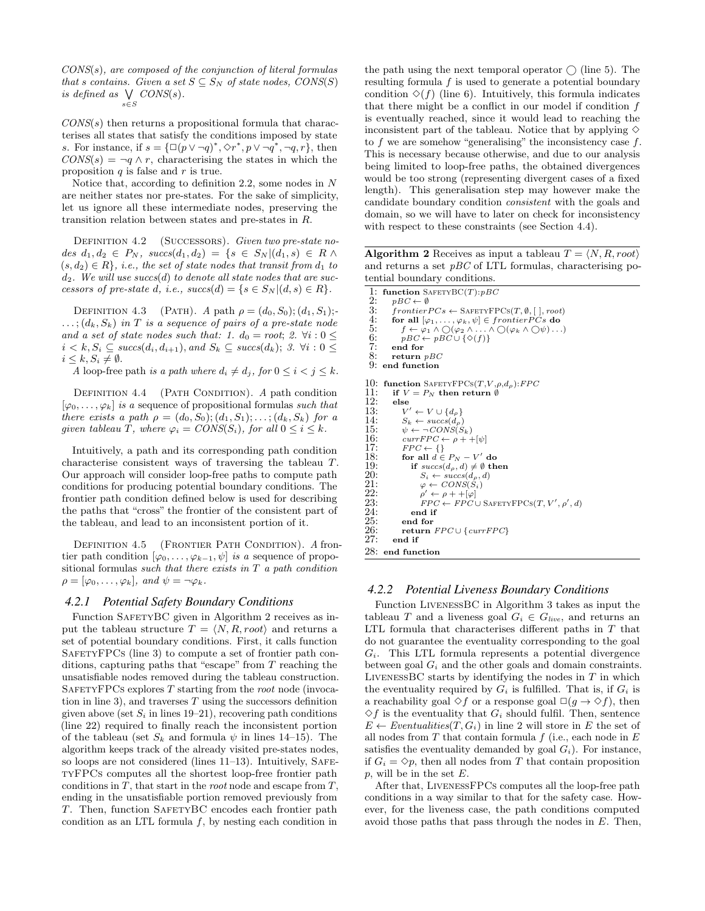*CONS*(*s*), *are composed of the conjunction of literal formulas that s contains. Given a set* $S \subseteq S_N$ *of state nodes,* $CONS(S)$ *is defined as* $\bigvee_{s \in S} CONS(s)$.

$CONS(s)$ then returns a propositional formula that characterises all states that satisfy the conditions imposed by state $s$. For instance, if $s = \{\Box(p \vee \neg q)^*, \Diamond r^*, p \vee \neg q^*, \neg q, r\}$, then $CONS(s) = \neg q \wedge r$, characterising the states in which the proposition $q$ is false and $r$ is true.

Notice that, according to definition 2.2, some nodes in $N$ are neither states nor pre-states. For the sake of simplicity, let us ignore all these intermediate nodes, preserving the transition relation between states and pre-states in $R$.

Definition 4.2 (Successors). *Given two pre-state nodes* $d_1, d_2 \in P_N$, $succs(d_1, d_2) = \{s \in S_N | (d_1, s) \in R \wedge (s, d_2) \in R\}$, *i.e., the set of state nodes that transit from* $d_1$ *to* $d_2$. *We will use* $succs(d)$ *to denote all state nodes that are successors of pre-state* $d$, *i.e.,* $succs(d) = \{s \in S_N | (d, s) \in R\}$.

Definition 4.3 (Path). *A path* $\rho = (d_0, S_0); (d_1, S_1); \ldots; (d_k, S_k)$ *in* $T$ *is a sequence of pairs of a pre-state node and a set of state nodes such that: 1.* $d_0 = root$; *2.* $\forall i : 0 \leq i < k, S_i \subseteq succs(d_i, d_{i+1})$, *and* $S_k \subseteq succs(d_k)$; *3.* $\forall i : 0 \leq i \leq k, S_i \neq \emptyset$.

*A* loop-free path *is a path where* $d_i \neq d_j$, *for* $0 \leq i < j \leq k$.

Definition 4.4 (Path Condition). *A* path condition $[\varphi_0, \ldots, \varphi_k]$ *is a* sequence of propositional formulas *such that there exists a path* $\rho = (d_0, S_0); (d_1, S_1); \ldots; (d_k, S_k)$ *for a given tableau* $T$, *where* $\varphi_i = CONS(S_i)$, *for all* $0 \leq i \leq k$.

Intuitively, a path and its corresponding path condition characterise consistent ways of traversing the tableau $T$. Our approach will consider loop-free paths to compute path conditions for producing potential boundary conditions. The frontier path condition defined below is used for describing the paths that "cross" the frontier of the consistent part of the tableau, and lead to an inconsistent portion of it.

Definition 4.5 (Frontier Path Condition). *A* frontier path condition $[\varphi_0, \ldots, \varphi_{k-1}, \psi]$ *is a* sequence of propositional formulas *such that there exists in* $T$ *a path condition* $\rho = [\varphi_0, \ldots, \varphi_k]$, *and* $\psi = \neg\varphi_k$.

### 4.2.1 Potential Safety Boundary Conditions

Function SafetyBC given in Algorithm 2 receives as input the tableau structure $T = \langle N, R, root\rangle$ and returns a set of potential boundary conditions. First, it calls function SafetyFPCs (line 3) to compute a set of frontier path conditions, capturing paths that "escape" from $T$ reaching the unsatisfiable nodes removed during the tableau construction. SafetyFPCs explores $T$ starting from the *root* node (invocation in line 3), and traverses $T$ using the successors definition given above (set $S_i$ in lines 19–21), recovering path conditions (line 22) required to finally reach the inconsistent portion of the tableau (set $S_k$ and formula $\psi$ in lines 14–15). The algorithm keeps track of the already visited pre-states nodes, so loops are not considered (lines 11–13). Intuitively, SafetyFPCs computes all the shortest loop-free frontier path conditions in $T$, that start in the *root* node and escape from $T$, ending in the unsatisfiable portion removed previously from $T$. Then, function SafetyBC encodes each frontier path condition as an LTL formula $f$, by nesting each condition in the path using the next temporal operator $\bigcirc$ (line 5). The resulting formula $f$ is used to generate a potential boundary condition $\Diamond(f)$ (line 6). Intuitively, this formula indicates that there might be a conflict in our model if condition $f$ is eventually reached, since it would lead to reaching the inconsistent part of the tableau. Notice that by applying $\Diamond$ to $f$ we are somehow "generalising" the inconsistency case $f$. This is necessary because otherwise, and due to our analysis being limited to loop-free paths, the obtained divergences would be too strong (representing divergent cases of a fixed length). This generalisation step may however make the candidate boundary condition *consistent* with the goals and domain, so we will have to later on check for inconsistency with respect to these constraints (see Section 4.4).

**Algorithm 2** Receives as input a tableau $T = \langle N, R, root\rangle$ and returns a set $pBC$ of LTL formulas, characterising potential boundary conditions.

```
 1: function SafetyBC(T):pBC
 2:    pBC ← ∅
 3:    frontierPCs ← SafetyFPCs(T, ∅, [ ], root)
 4:    for all [φ1, ..., φk, ψ] ∈ frontierPCs do
 5:       f ← φ1 ∧ ○(φ2 ∧ ... ∧ ○(φk ∧ ○ψ) ...)
 6:       pBC ← pBC ∪ {◇(f)}
 7:    end for
 8:    return pBC
 9: end function

10: function SafetyFPCs(T,V,ρ,dρ):FPC
11:    if V = P_N then return ∅
12:    else
13:       V' ← V ∪ {dρ}
14:       S_k ← succs(dρ)
15:       ψ ← ¬CONS(S_k)
16:       currFPC ← ρ + +[ψ]
17:       FPC ← {}
18:       for all d ∈ P_N − V' do
19:          if succs(dρ, d) ≠ ∅ then
20:             S_i ← succs(dρ, d)
21:             φ ← CONS(S_i)
22:             ρ' ← ρ + +[φ]
23:             FPC ← FPC ∪ SafetyFPCs(T, V', ρ', d)
24:          end if
25:       end for
26:       return FPC ∪ {currFPC}
27:    end if
28: end function
```

### 4.2.2 Potential Liveness Boundary Conditions

Function LivenessBC in Algorithm 3 takes as input the tableau $T$ and a liveness goal $G_i \in G_{live}$, and returns an LTL formula that characterises different paths in $T$ that do not guarantee the eventuality corresponding to the goal $G_i$. This LTL formula represents a potential divergence between goal $G_i$ and the other goals and domain constraints. LivenessBC starts by identifying the nodes in $T$ in which the eventuality required by $G_i$ is fulfilled. That is, if $G_i$ is a reachability goal $\Diamond f$ or a response goal $\Box(g \rightarrow \Diamond f)$, then $\Diamond f$ is the eventuality that $G_i$ should fulfil. Then, sentence $E \leftarrow Eventualities(T, G_i)$ in line 2 will store in $E$ the set of all nodes from $T$ that contain formula $f$ (i.e., each node in $E$ satisfies the eventuality demanded by goal $G_i$). For instance, if $G_i = \Diamond p$, then all nodes from $T$ that contain proposition $p$, will be in the set $E$.

After that, LivenessFPCs computes all the loop-free path conditions in a way similar to that for the safety case. However, for the liveness case, the path conditions computed avoid those paths that pass through the nodes in $E$. Then,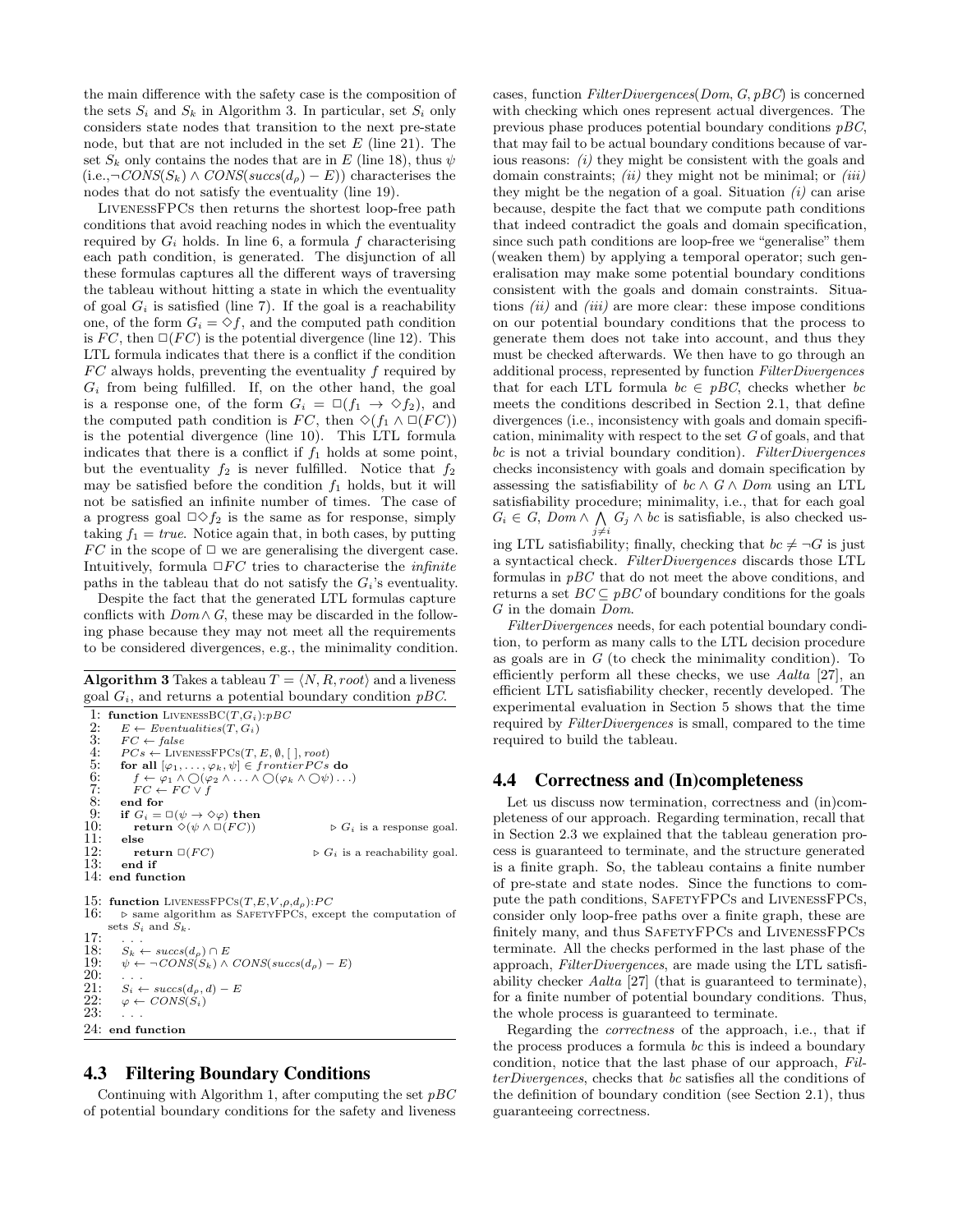the main difference with the safety case is the composition of the sets $S_i$ and $S_k$ in Algorithm 3. In particular, set $S_i$ only considers state nodes that transition to the next pre-state node, but that are not included in the set $E$ (line 21). The set $S_k$ only contains the nodes that are in $E$ (line 18), thus $\psi$ (i.e.,$\neg CONS(S_k) \wedge CONS(succs(d_\rho) - E)$) characterises the nodes that do not satisfy the eventuality (line 19).

LivenessFPCs then returns the shortest loop-free path conditions that avoid reaching nodes in which the eventuality required by $G_i$ holds. In line 6, a formula $f$ characterising each path condition, is generated. The disjunction of all these formulas captures all the different ways of traversing the tableau without hitting a state in which the eventuality of goal $G_i$ is satisfied (line 7). If the goal is a reachability one, of the form $G_i = \Diamond f$, and the computed path condition is $FC$, then $\Box(FC)$ is the potential divergence (line 12). This LTL formula indicates that there is a conflict if the condition $FC$ always holds, preventing the eventuality $f$ required by $G_i$ from being fulfilled. If, on the other hand, the goal is a response one, of the form $G_i = \Box(f_1 \rightarrow \Diamond f_2)$, and the computed path condition is $FC$, then $\Diamond(f_1 \wedge \Box(FC))$ is the potential divergence (line 10). This LTL formula indicates that there is a conflict if $f_1$ holds at some point, but the eventuality $f_2$ is never fulfilled. Notice that $f_2$ may be satisfied before the condition $f_1$ holds, but it will not be satisfied an infinite number of times. The case of a progress goal $\Box\Diamond f_2$ is the same as for response, simply taking $f_1 = true$. Notice again that, in both cases, by putting $FC$ in the scope of $\Box$ we are generalising the divergent case. Intuitively, formula $\Box FC$ tries to characterise the *infinite* paths in the tableau that do not satisfy the $G_i$'s eventuality.

Despite the fact that the generated LTL formulas capture conflicts with $Dom \wedge G$, these may be discarded in the following phase because they may not meet all the requirements to be considered divergences, e.g., the minimality condition.

**Algorithm 3** Takes a tableau $T = \langle N, R, root\rangle$ and a liveness goal $G_i$, and returns a potential boundary condition $pBC$.

```
1:  function LivenessBC(T,G_i):pBC
2:     E ← Eventualities(T, G_i)
3:     FC ← false
4:     PCs ← LivenessFPCs(T, E, ∅, [ ], root)
5:     for all [φ_1, ..., φ_k, ψ] ∈ frontierPCs do
6:        f ← φ_1 ∧ ◯(φ_2 ∧ ... ∧ ◯(φ_k ∧ ◯ψ) ...)
7:        FC ← FC ∨ f
8:     end for
9:     if G_i = □(ψ → ◇φ) then
10:       return ◇(ψ ∧ □(FC))          ▷ G_i is a response goal.
11:    else
12:       return □(FC)                 ▷ G_i is a reachability goal.
13:    end if
14: end function

15: function LivenessFPCs(T,E,V,ρ,d_ρ):PC
16:    ▷ same algorithm as SafetyFPCs, except the computation of
       sets S_i and S_k.
17:    ...
18:    S_k ← succs(d_ρ) ∩ E
19:    ψ ← ¬CONS(S_k) ∧ CONS(succs(d_ρ) − E)
20:    ...
21:    S_i ← succs(d_ρ, d) − E
22:    φ ← CONS(S_i)
23:    ...
24: end function
```

## 4.3 Filtering Boundary Conditions

Continuing with Algorithm 1, after computing the set $pBC$ of potential boundary conditions for the safety and liveness cases, function *FilterDivergences*(*Dom*, $G$, $pBC$) is concerned with checking which ones represent actual divergences. The previous phase produces potential boundary conditions $pBC$, that may fail to be actual boundary conditions because of various reasons: *(i)* they might be consistent with the goals and domain constraints; *(ii)* they might not be minimal; or *(iii)* they might be the negation of a goal. Situation *(i)* can arise because, despite the fact that we compute path conditions that indeed contradict the goals and domain specification, since such path conditions are loop-free we "generalise" them (weaken them) by applying a temporal operator; such generalisation may make some potential boundary conditions consistent with the goals and domain constraints. Situations *(ii)* and *(iii)* are more clear: these impose conditions on our potential boundary conditions that the process to generate them does not take into account, and thus they must be checked afterwards. We then have to go through an additional process, represented by function *FilterDivergences* that for each LTL formula $bc \in pBC$, checks whether $bc$ meets the conditions described in Section 2.1, that define divergences (i.e., inconsistency with goals and domain specification, minimality with respect to the set $G$ of goals, and that $bc$ is not a trivial boundary condition). *FilterDivergences* checks inconsistency with goals and domain specification by assessing the satisfiability of $bc \wedge G \wedge Dom$ using an LTL satisfiability procedure; minimality, i.e., that for each goal $G_i \in G$, $Dom \wedge \bigwedge_{j \neq i} G_j \wedge bc$ is satisfiable, is also checked using LTL satisfiability; finally, checking that $bc \neq \neg G$ is just a syntactical check. *FilterDivergences* discards those LTL formulas in $pBC$ that do not meet the above conditions, and returns a set $BC \subseteq pBC$ of boundary conditions for the goals $G$ in the domain *Dom*.

*FilterDivergences* needs, for each potential boundary condition, to perform as many calls to the LTL decision procedure as goals are in $G$ (to check the minimality condition). To efficiently perform all these checks, we use *Aalta* [27], an efficient LTL satisfiability checker, recently developed. The experimental evaluation in Section 5 shows that the time required by *FilterDivergences* is small, compared to the time required to build the tableau.

## 4.4 Correctness and (In)completeness

Let us discuss now termination, correctness and (in)completeness of our approach. Regarding termination, recall that in Section 2.3 we explained that the tableau generation process is guaranteed to terminate, and the structure generated is a finite graph. So, the tableau contains a finite number of pre-state and state nodes. Since the functions to compute the path conditions, SafetyFPCs and LivenessFPCs, consider only loop-free paths over a finite graph, these are finitely many, and thus SafetyFPCs and LivenessFPCs terminate. All the checks performed in the last phase of the approach, *FilterDivergences*, are made using the LTL satisfiability checker *Aalta* [27] (that is guaranteed to terminate), for a finite number of potential boundary conditions. Thus, the whole process is guaranteed to terminate.

Regarding the *correctness* of the approach, i.e., that if the process produces a formula $bc$ this is indeed a boundary condition, notice that the last phase of our approach, *FilterDivergences*, checks that $bc$ satisfies all the conditions of the definition of boundary condition (see Section 2.1), thus guaranteeing correctness.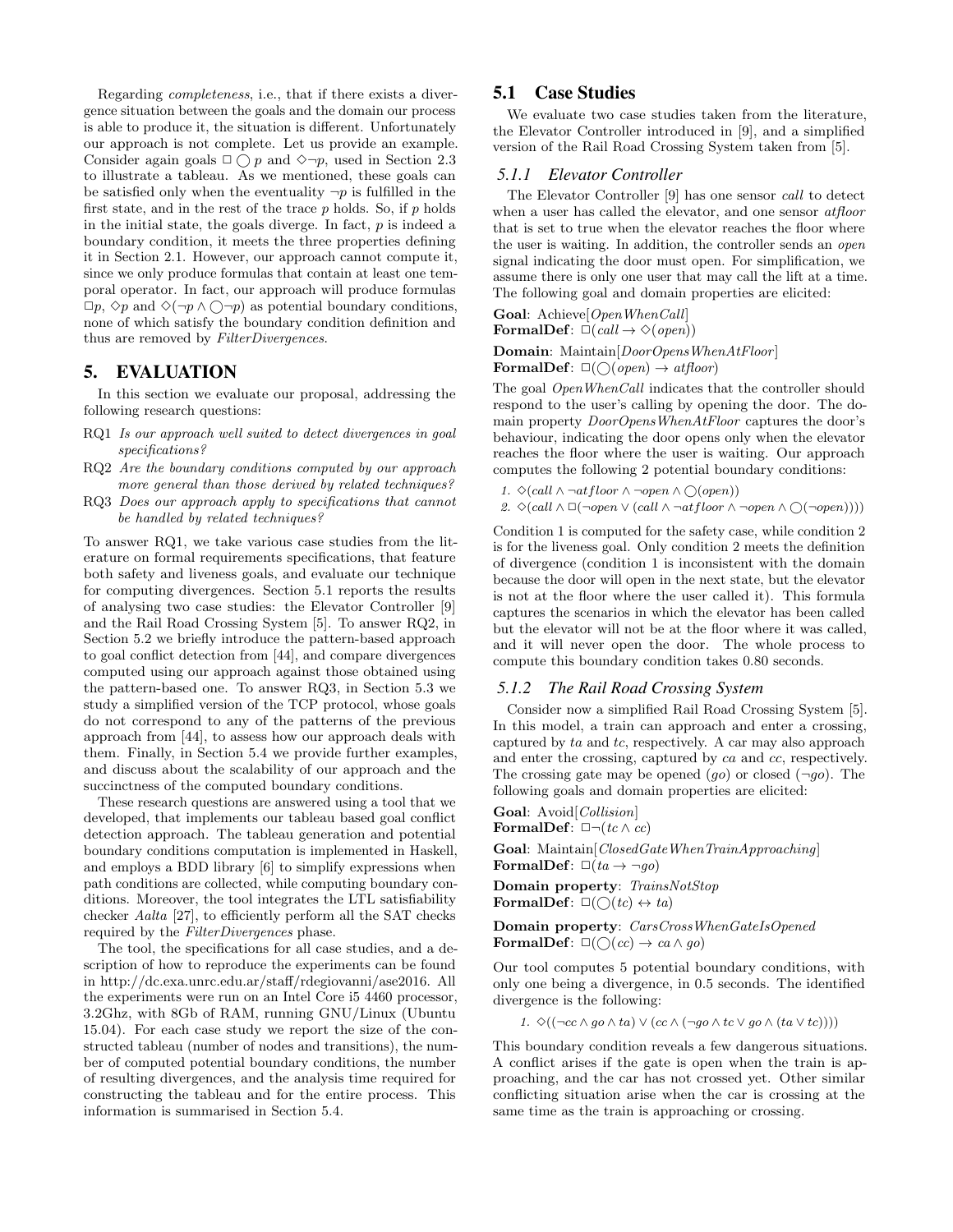Regarding *completeness*, i.e., that if there exists a divergence situation between the goals and the domain our process is able to produce it, the situation is different. Unfortunately our approach is not complete. Let us provide an example. Consider again goals $\Box \bigcirc p$ and $\Diamond \neg p$, used in Section 2.3 to illustrate a tableau. As we mentioned, these goals can be satisfied only when the eventuality $\neg p$ is fulfilled in the first state, and in the rest of the trace $p$ holds. So, if $p$ holds in the initial state, the goals diverge. In fact, $p$ is indeed a boundary condition, it meets the three properties defining it in Section 2.1. However, our approach cannot compute it, since we only produce formulas that contain at least one temporal operator. In fact, our approach will produce formulas $\Box p$, $\Diamond p$ and $\Diamond(\neg p \wedge \bigcirc \neg p)$ as potential boundary conditions, none of which satisfy the boundary condition definition and thus are removed by *FilterDivergences*.

# 5. EVALUATION

In this section we evaluate our proposal, addressing the following research questions:

- RQ1 *Is our approach well suited to detect divergences in goal specifications?*
- RQ2 *Are the boundary conditions computed by our approach more general than those derived by related techniques?*
- RQ3 *Does our approach apply to specifications that cannot be handled by related techniques?*

To answer RQ1, we take various case studies from the literature on formal requirements specifications, that feature both safety and liveness goals, and evaluate our technique for computing divergences. Section 5.1 reports the results of analysing two case studies: the Elevator Controller [9] and the Rail Road Crossing System [5]. To answer RQ2, in Section 5.2 we briefly introduce the pattern-based approach to goal conflict detection from [44], and compare divergences computed using our approach against those obtained using the pattern-based one. To answer RQ3, in Section 5.3 we study a simplified version of the TCP protocol, whose goals do not correspond to any of the patterns of the previous approach from [44], to assess how our approach deals with them. Finally, in Section 5.4 we provide further examples, and discuss about the scalability of our approach and the succinctness of the computed boundary conditions.

These research questions are answered using a tool that we developed, that implements our tableau based goal conflict detection approach. The tableau generation and potential boundary conditions computation is implemented in Haskell, and employs a BDD library [6] to simplify expressions when path conditions are collected, while computing boundary conditions. Moreover, the tool integrates the LTL satisfiability checker *Aalta* [27], to efficiently perform all the SAT checks required by the *FilterDivergences* phase.

The tool, the specifications for all case studies, and a description of how to reproduce the experiments can be found in http://dc.exa.unrc.edu.ar/staff/rdegiovanni/ase2016. All the experiments were run on an Intel Core i5 4460 processor, 3.2Ghz, with 8Gb of RAM, running GNU/Linux (Ubuntu 15.04). For each case study we report the size of the constructed tableau (number of nodes and transitions), the number of computed potential boundary conditions, the number of resulting divergences, and the analysis time required for constructing the tableau and for the entire process. This information is summarised in Section 5.4.

## 5.1 Case Studies

We evaluate two case studies taken from the literature, the Elevator Controller introduced in [9], and a simplified version of the Rail Road Crossing System taken from [5].

### 5.1.1 Elevator Controller

The Elevator Controller [9] has one sensor *call* to detect when a user has called the elevator, and one sensor *atfloor* that is set to true when the elevator reaches the floor where the user is waiting. In addition, the controller sends an *open* signal indicating the door must open. For simplification, we assume there is only one user that may call the lift at a time. The following goal and domain properties are elicited:

**Goal**: Achieve[*OpenWhenCall*]
**FormalDef**: $\Box(call \rightarrow \Diamond(open))$

**Domain**: Maintain[*DoorOpensWhenAtFloor*]
**FormalDef**: $\Box(\bigcirc(open) \rightarrow atfloor)$

The goal *OpenWhenCall* indicates that the controller should respond to the user's calling by opening the door. The domain property *DoorOpensWhenAtFloor* captures the door's behaviour, indicating the door opens only when the elevator reaches the floor where the user is waiting. Our approach computes the following 2 potential boundary conditions:

1. $\Diamond(call \wedge \neg atfloor \wedge \neg open \wedge \bigcirc(open))$
2. $\Diamond(call \wedge \Box(\neg open \vee (call \wedge \neg atfloor \wedge \neg open \wedge \bigcirc(\neg open))))$

Condition 1 is computed for the safety case, while condition 2 is for the liveness goal. Only condition 2 meets the definition of divergence (condition 1 is inconsistent with the domain because the door will open in the next state, but the elevator is not at the floor where it was called, and it will never open the door. The whole process to compute this boundary condition takes 0.80 seconds.

### 5.1.2 The Rail Road Crossing System

Consider now a simplified Rail Road Crossing System [5]. In this model, a train can approach and enter a crossing, captured by *ta* and *tc*, respectively. A car may also approach and enter the crossing, captured by *ca* and *cc*, respectively. The crossing gate may be opened (*go*) or closed ($\neg go$). The following goals and domain properties are elicited:

**Goal**: Avoid[*Collision*]
**FormalDef**: $\Box\neg(tc \wedge cc)$

**Goal**: Maintain[*ClosedGateWhenTrainApproaching*]
**FormalDef**: $\Box(ta \rightarrow \neg go)$

**Domain property**: *TrainsNotStop*
**FormalDef**: $\Box(\bigcirc(tc) \leftrightarrow ta)$

**Domain property**: *CarsCrossWhenGateIsOpened*
**FormalDef**: $\Box(\bigcirc(cc) \rightarrow ca \wedge go)$

Our tool computes 5 potential boundary conditions, with only one being a divergence, in 0.5 seconds. The identified divergence is the following:

1. $\Diamond((\neg cc \wedge go \wedge ta) \vee (cc \wedge (\neg go \wedge tc \vee go \wedge (ta \vee tc))))$

This boundary condition reveals a few dangerous situations. A conflict arises if the gate is open when the train is approaching, and the car has not crossed yet. Other similar conflicting situation arise when the car is crossing at the same time as the train is approaching or crossing.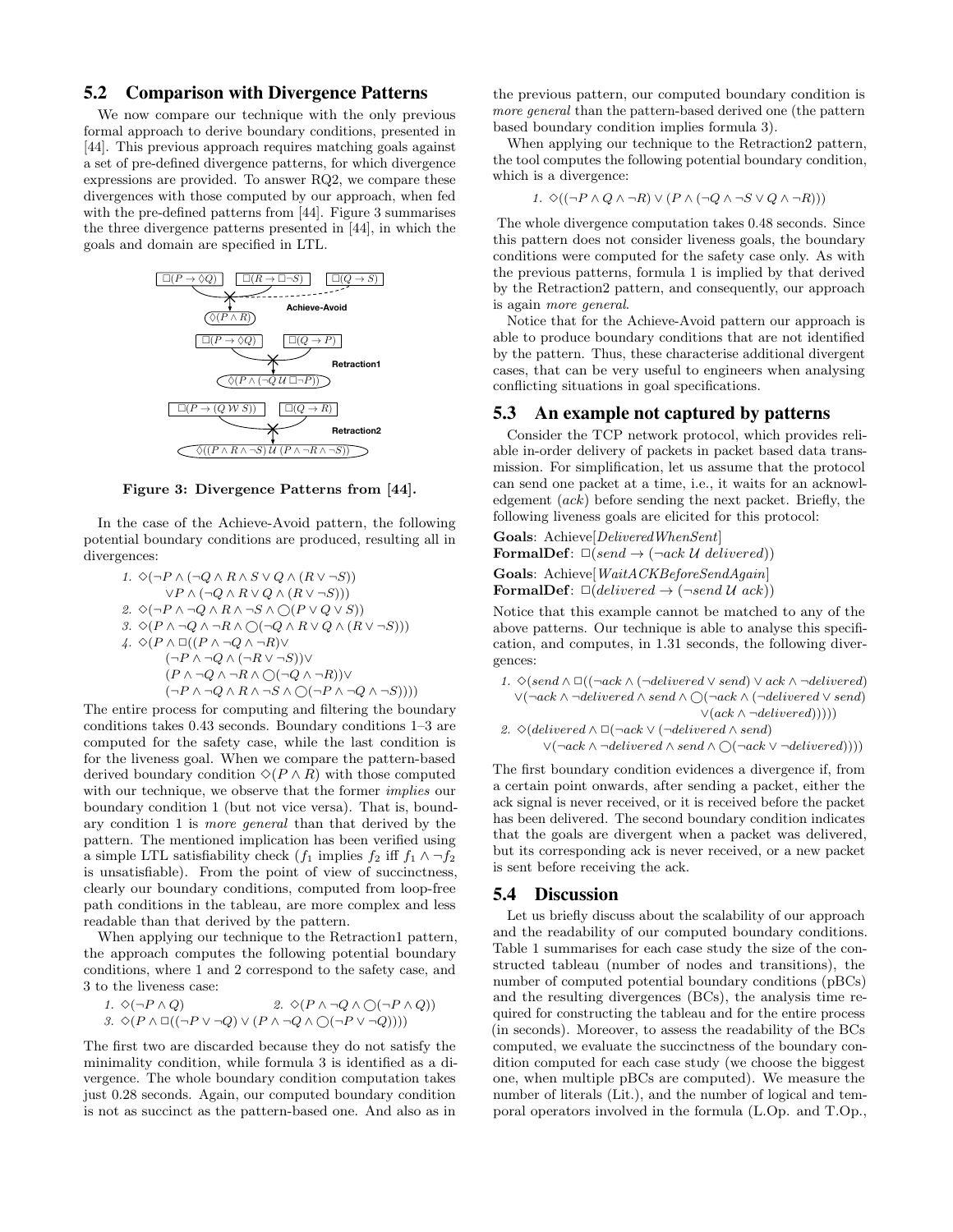## 5.2 Comparison with Divergence Patterns

We now compare our technique with the only previous formal approach to derive boundary conditions, presented in [44]. This previous approach requires matching goals against a set of pre-defined divergence patterns, for which divergence expressions are provided. To answer RQ2, we compare these divergences with those computed by our approach, when fed with the pre-defined patterns from [44]. Figure 3 summarises the three divergence patterns presented in [44], in which the goals and domain are specified in LTL.

$\Box(P \rightarrow \Diamond Q)$ $\Box(R \rightarrow \Box\neg S)$ $\Box(Q \rightarrow S)$

Achieve-Avoid: $\Diamond(P \wedge R)$

$\Box(P \rightarrow \Diamond Q)$ $\Box(Q \rightarrow P)$

Retraction1: $\Diamond(P \wedge (\neg Q\, \mathcal{U}\, \Box\neg P))$

$\Box(P \rightarrow (Q\, \mathcal{W}\, S))$ $\Box(Q \rightarrow R)$

Retraction2: $\Diamond((P \wedge R \wedge \neg S)\, \mathcal{U}\, (P \wedge \neg R \wedge \neg S))$

**Figure 3: Divergence Patterns from [44].**

In the case of the Achieve-Avoid pattern, the following potential boundary conditions are produced, resulting all in divergences:

1. $\Diamond(\neg P \wedge (\neg Q \wedge R \wedge S \vee Q \wedge (R \vee \neg S)) \vee P \wedge (\neg Q \wedge R \vee Q \wedge (R \vee \neg S)))$
2. $\Diamond(\neg P \wedge \neg Q \wedge R \wedge \neg S \wedge \bigcirc(P \vee Q \vee S))$
3. $\Diamond(P \wedge \neg Q \wedge \neg R \wedge \bigcirc(\neg Q \wedge R \vee Q \wedge (R \vee \neg S)))$
4. $\Diamond(P \wedge \Box((P \wedge \neg Q \wedge \neg R) \vee (\neg P \wedge \neg Q \wedge (\neg R \vee \neg S)) \vee (P \wedge \neg Q \wedge \neg R \wedge \bigcirc(\neg Q \wedge \neg R)) \vee (\neg P \wedge \neg Q \wedge R \wedge \neg S \wedge \bigcirc(\neg P \wedge \neg Q \wedge \neg S))))$

The entire process for computing and filtering the boundary conditions takes 0.43 seconds. Boundary conditions 1–3 are computed for the safety case, while the last condition is for the liveness goal. When we compare the pattern-based derived boundary condition $\Diamond(P \wedge R)$ with those computed with our technique, we observe that the former *implies* our boundary condition 1 (but not vice versa). That is, boundary condition 1 is *more general* than that derived by the pattern. The mentioned implication has been verified using a simple LTL satisfiability check ($f_1$ implies $f_2$ iff $f_1 \wedge \neg f_2$ is unsatisfiable). From the point of view of succinctness, clearly our boundary conditions, computed from loop-free path conditions in the tableau, are more complex and less readable than that derived by the pattern.

When applying our technique to the Retraction1 pattern, the approach computes the following potential boundary conditions, where 1 and 2 correspond to the safety case, and 3 to the liveness case:

1. $\Diamond(\neg P \wedge Q)$
2. $\Diamond(P \wedge \neg Q \wedge \bigcirc(\neg P \wedge Q))$
3. $\Diamond(P \wedge \Box((\neg P \vee \neg Q) \vee (P \wedge \neg Q \wedge \bigcirc(\neg P \vee \neg Q))))$

The first two are discarded because they do not satisfy the minimality condition, while formula 3 is identified as a divergence. The whole boundary condition computation takes just 0.28 seconds. Again, our computed boundary condition is not as succinct as the pattern-based one. And also as in the previous pattern, our computed boundary condition is *more general* than the pattern-based derived one (the pattern based boundary condition implies formula 3).

When applying our technique to the Retraction2 pattern, the tool computes the following potential boundary condition, which is a divergence:

1. $\Diamond((\neg P \wedge Q \wedge \neg R) \vee (P \wedge (\neg Q \wedge \neg S \vee Q \wedge \neg R)))$

The whole divergence computation takes 0.48 seconds. Since this pattern does not consider liveness goals, the boundary conditions were computed for the safety case only. As with the previous patterns, formula 1 is implied by that derived by the Retraction2 pattern, and consequently, our approach is again *more general*.

Notice that for the Achieve-Avoid pattern our approach is able to produce boundary conditions that are not identified by the pattern. Thus, these characterise additional divergent cases, that can be very useful to engineers when analysing conflicting situations in goal specifications.

## 5.3 An example not captured by patterns

Consider the TCP network protocol, which provides reliable in-order delivery of packets in packet based data transmission. For simplification, let us assume that the protocol can send one packet at a time, i.e., it waits for an acknowledgement (*ack*) before sending the next packet. Briefly, the following liveness goals are elicited for this protocol:

**Goals**: Achieve[*DeliveredWhenSent*]
**FormalDef**: $\Box(send \rightarrow (\neg ack\, \mathcal{U}\, delivered))$

**Goals**: Achieve[*WaitACKBeforeSendAgain*]
**FormalDef**: $\Box(delivered \rightarrow (\neg send\, \mathcal{U}\, ack))$

Notice that this example cannot be matched to any of the above patterns. Our technique is able to analyse this specification, and computes, in 1.31 seconds, the following divergences:

1. $\Diamond(send \wedge \Box((\neg ack \wedge (\neg delivered \vee send) \vee ack \wedge \neg delivered) \vee (\neg ack \wedge \neg delivered \wedge send \wedge \bigcirc(\neg ack \wedge (\neg delivered \vee send) \vee (ack \wedge \neg delivered)))))$
2. $\Diamond(delivered \wedge \Box(\neg ack \vee (\neg delivered \wedge send) \vee (\neg ack \wedge \neg delivered \wedge send \wedge \bigcirc(\neg ack \vee \neg delivered))))$

The first boundary condition evidences a divergence if, from a certain point onwards, after sending a packet, either the ack signal is never received, or it is received before the packet has been delivered. The second boundary condition indicates that the goals are divergent when a packet was delivered, but its corresponding ack is never received, or a new packet is sent before receiving the ack.

## 5.4 Discussion

Let us briefly discuss about the scalability of our approach and the readability of our computed boundary conditions. Table 1 summarises for each case study the size of the constructed tableau (number of nodes and transitions), the number of computed potential boundary conditions (pBCs) and the resulting divergences (BCs), the analysis time required for constructing the tableau and for the entire process (in seconds). Moreover, to assess the readability of the BCs computed, we evaluate the succinctness of the boundary condition computed for each case study (we choose the biggest one, when multiple pBCs are computed). We measure the number of literals (Lit.), and the number of logical and temporal operators involved in the formula (L.Op. and T.Op.,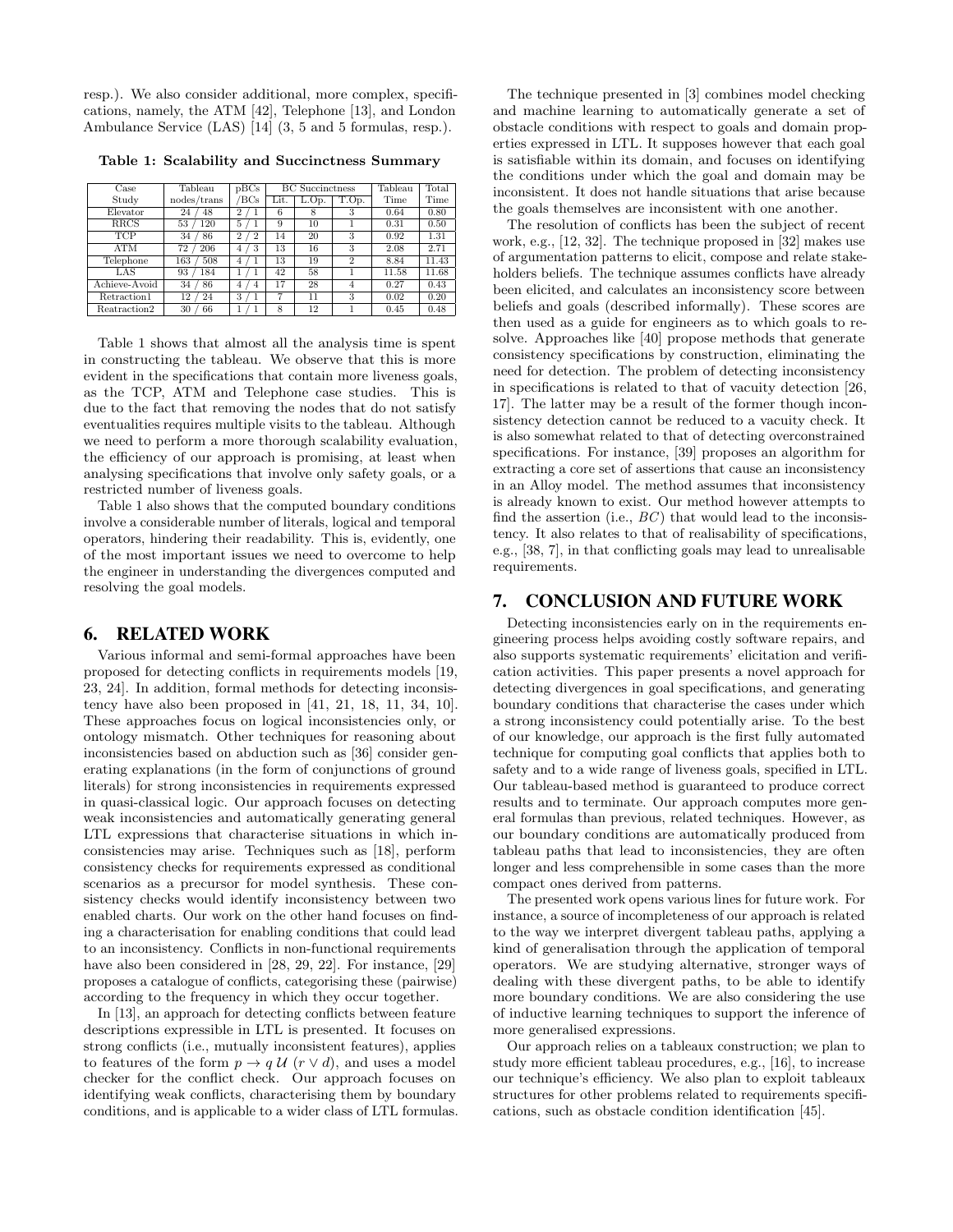resp.). We also consider additional, more complex, specifications, namely, the ATM [42], Telephone [13], and London Ambulance Service (LAS) [14] (3, 5 and 5 formulas, resp.).

**Table 1: Scalability and Succinctness Summary**

| Case Study | Tableau nodes/trans | pBCs /BCs | BC Succinctness | | | Tableau Time | Total Time |
|---|---|---|---|---|---|---|---|
| | | | Lit. | L.Op. | T.Op. | | |
| Elevator | 24 / 48 | 2 / 1 | 6 | 8 | 3 | 0.64 | 0.80 |
| RRCS | 53 / 120 | 5 / 1 | 9 | 10 | 1 | 0.31 | 0.50 |
| TCP | 34 / 86 | 2 / 2 | 14 | 20 | 3 | 0.92 | 1.31 |
| ATM | 72 / 206 | 4 / 3 | 13 | 16 | 3 | 2.08 | 2.71 |
| Telephone | 163 / 508 | 4 / 1 | 13 | 19 | 2 | 8.84 | 11.43 |
| LAS | 93 / 184 | 1 / 1 | 42 | 58 | 1 | 11.58 | 11.68 |
| Achieve-Avoid | 34 / 86 | 4 / 4 | 17 | 28 | 4 | 0.27 | 0.43 |
| Retraction1 | 12 / 24 | 3 / 1 | 7 | 11 | 3 | 0.02 | 0.20 |
| Reatraction2 | 30 / 66 | 1 / 1 | 8 | 12 | 1 | 0.45 | 0.48 |

Table 1 shows that almost all the analysis time is spent in constructing the tableau. We observe that this is more evident in the specifications that contain more liveness goals, as the TCP, ATM and Telephone case studies. This is due to the fact that removing the nodes that do not satisfy eventualities requires multiple visits to the tableau. Although we need to perform a more thorough scalability evaluation, the efficiency of our approach is promising, at least when analysing specifications that involve only safety goals, or a restricted number of liveness goals.

Table 1 also shows that the computed boundary conditions involve a considerable number of literals, logical and temporal operators, hindering their readability. This is, evidently, one of the most important issues we need to overcome to help the engineer in understanding the divergences computed and resolving the goal models.

## 6. RELATED WORK

Various informal and semi-formal approaches have been proposed for detecting conflicts in requirements models [19, 23, 24]. In addition, formal methods for detecting inconsistency have also been proposed in [41, 21, 18, 11, 34, 10]. These approaches focus on logical inconsistencies only, or ontology mismatch. Other techniques for reasoning about inconsistencies based on abduction such as [36] consider generating explanations (in the form of conjunctions of ground literals) for strong inconsistencies in requirements expressed in quasi-classical logic. Our approach focuses on detecting weak inconsistencies and automatically generating general LTL expressions that characterise situations in which inconsistencies may arise. Techniques such as [18], perform consistency checks for requirements expressed as conditional scenarios as a precursor for model synthesis. These consistency checks would identify inconsistency between two enabled charts. Our work on the other hand focuses on finding a characterisation for enabling conditions that could lead to an inconsistency. Conflicts in non-functional requirements have also been considered in [28, 29, 22]. For instance, [29] proposes a catalogue of conflicts, categorising these (pairwise) according to the frequency in which they occur together.

In [13], an approach for detecting conflicts between feature descriptions expressible in LTL is presented. It focuses on strong conflicts (i.e., mutually inconsistent features), applies to features of the form $p \rightarrow q \, \mathcal{U} \, (r \vee d)$, and uses a model checker for the conflict check. Our approach focuses on identifying weak conflicts, characterising them by boundary conditions, and is applicable to a wider class of LTL formulas.

The technique presented in [3] combines model checking and machine learning to automatically generate a set of obstacle conditions with respect to goals and domain properties expressed in LTL. It supposes however that each goal is satisfiable within its domain, and focuses on identifying the conditions under which the goal and domain may be inconsistent. It does not handle situations that arise because the goals themselves are inconsistent with one another.

The resolution of conflicts has been the subject of recent work, e.g., [12, 32]. The technique proposed in [32] makes use of argumentation patterns to elicit, compose and relate stakeholders beliefs. The technique assumes conflicts have already been elicited, and calculates an inconsistency score between beliefs and goals (described informally). These scores are then used as a guide for engineers as to which goals to resolve. Approaches like [40] propose methods that generate consistency specifications by construction, eliminating the need for detection. The problem of detecting inconsistency in specifications is related to that of vacuity detection [26, 17]. The latter may be a result of the former though inconsistency detection cannot be reduced to a vacuity check. It is also somewhat related to that of detecting overconstrained specifications. For instance, [39] proposes an algorithm for extracting a core set of assertions that cause an inconsistency in an Alloy model. The method assumes that inconsistency is already known to exist. Our method however attempts to find the assertion (i.e., $BC$) that would lead to the inconsistency. It also relates to that of realisability of specifications, e.g., [38, 7], in that conflicting goals may lead to unrealisable requirements.

## 7. CONCLUSION AND FUTURE WORK

Detecting inconsistencies early on in the requirements engineering process helps avoiding costly software repairs, and also supports systematic requirements' elicitation and verification activities. This paper presents a novel approach for detecting divergences in goal specifications, and generating boundary conditions that characterise the cases under which a strong inconsistency could potentially arise. To the best of our knowledge, our approach is the first fully automated technique for computing goal conflicts that applies both to safety and to a wide range of liveness goals, specified in LTL. Our tableau-based method is guaranteed to produce correct results and to terminate. Our approach computes more general formulas than previous, related techniques. However, as our boundary conditions are automatically produced from tableau paths that lead to inconsistencies, they are often longer and less comprehensible in some cases than the more compact ones derived from patterns.

The presented work opens various lines for future work. For instance, a source of incompleteness of our approach is related to the way we interpret divergent tableau paths, applying a kind of generalisation through the application of temporal operators. We are studying alternative, stronger ways of dealing with these divergent paths, to be able to identify more boundary conditions. We are also considering the use of inductive learning techniques to support the inference of more generalised expressions.

Our approach relies on a tableaux construction; we plan to study more efficient tableau procedures, e.g., [16], to increase our technique's efficiency. We also plan to exploit tableaux structures for other problems related to requirements specifications, such as obstacle condition identification [45].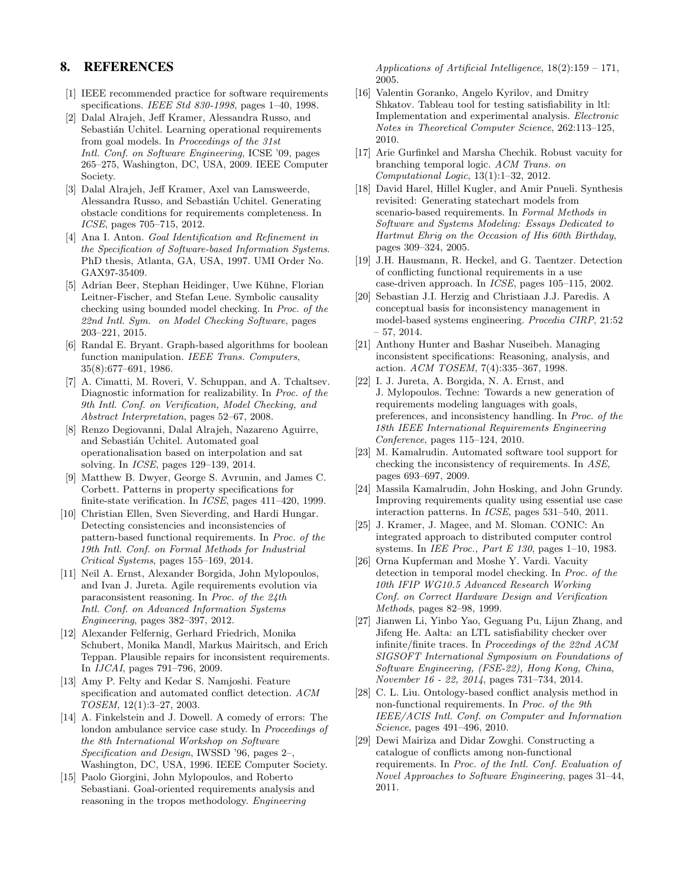## 8. REFERENCES

[1] IEEE recommended practice for software requirements specifications. *IEEE Std 830-1998*, pages 1–40, 1998.

[2] Dalal Alrajeh, Jeff Kramer, Alessandra Russo, and Sebastián Uchitel. Learning operational requirements from goal models. In *Proceedings of the 31st Intl. Conf. on Software Engineering*, ICSE '09, pages 265–275, Washington, DC, USA, 2009. IEEE Computer Society.

[3] Dalal Alrajeh, Jeff Kramer, Axel van Lamsweerde, Alessandra Russo, and Sebastián Uchitel. Generating obstacle conditions for requirements completeness. In *ICSE*, pages 705–715, 2012.

[4] Ana I. Anton. *Goal Identification and Refinement in the Specification of Software-based Information Systems*. PhD thesis, Atlanta, GA, USA, 1997. UMI Order No. GAX97-35409.

[5] Adrian Beer, Stephan Heidinger, Uwe Kühne, Florian Leitner-Fischer, and Stefan Leue. Symbolic causality checking using bounded model checking. In *Proc. of the 22nd Intl. Sym. on Model Checking Software*, pages 203–221, 2015.

[6] Randal E. Bryant. Graph-based algorithms for boolean function manipulation. *IEEE Trans. Computers*, 35(8):677–691, 1986.

[7] A. Cimatti, M. Roveri, V. Schuppan, and A. Tchaltsev. Diagnostic information for realizability. In *Proc. of the 9th Intl. Conf. on Verification, Model Checking, and Abstract Interpretation*, pages 52–67, 2008.

[8] Renzo Degiovanni, Dalal Alrajeh, Nazareno Aguirre, and Sebastián Uchitel. Automated goal operationalisation based on interpolation and sat solving. In *ICSE*, pages 129–139, 2014.

[9] Matthew B. Dwyer, George S. Avrunin, and James C. Corbett. Patterns in property specifications for finite-state verification. In *ICSE*, pages 411–420, 1999.

[10] Christian Ellen, Sven Sieverding, and Hardi Hungar. Detecting consistencies and inconsistencies of pattern-based functional requirements. In *Proc. of the 19th Intl. Conf. on Formal Methods for Industrial Critical Systems*, pages 155–169, 2014.

[11] Neil A. Ernst, Alexander Borgida, John Mylopoulos, and Ivan J. Jureta. Agile requirements evolution via paraconsistent reasoning. In *Proc. of the 24th Intl. Conf. on Advanced Information Systems Engineering*, pages 382–397, 2012.

[12] Alexander Felfernig, Gerhard Friedrich, Monika Schubert, Monika Mandl, Markus Mairitsch, and Erich Teppan. Plausible repairs for inconsistent requirements. In *IJCAI*, pages 791–796, 2009.

[13] Amy P. Felty and Kedar S. Namjoshi. Feature specification and automated conflict detection. *ACM TOSEM*, 12(1):3–27, 2003.

[14] A. Finkelstein and J. Dowell. A comedy of errors: The london ambulance service case study. In *Proceedings of the 8th International Workshop on Software Specification and Design*, IWSSD '96, pages 2–, Washington, DC, USA, 1996. IEEE Computer Society.

[15] Paolo Giorgini, John Mylopoulos, and Roberto Sebastiani. Goal-oriented requirements analysis and reasoning in the tropos methodology. *Engineering Applications of Artificial Intelligence*, 18(2):159 – 171, 2005.

[16] Valentin Goranko, Angelo Kyrilov, and Dmitry Shkatov. Tableau tool for testing satisfiability in ltl: Implementation and experimental analysis. *Electronic Notes in Theoretical Computer Science*, 262:113–125, 2010.

[17] Arie Gurfinkel and Marsha Chechik. Robust vacuity for branching temporal logic. *ACM Trans. on Computational Logic*, 13(1):1–32, 2012.

[18] David Harel, Hillel Kugler, and Amir Pnueli. Synthesis revisited: Generating statechart models from scenario-based requirements. In *Formal Methods in Software and Systems Modeling: Essays Dedicated to Hartmut Ehrig on the Occasion of His 60th Birthday*, pages 309–324, 2005.

[19] J.H. Hausmann, R. Heckel, and G. Taentzer. Detection of conflicting functional requirements in a use case-driven approach. In *ICSE*, pages 105–115, 2002.

[20] Sebastian J.I. Herzig and Christiaan J.J. Paredis. A conceptual basis for inconsistency management in model-based systems engineering. *Procedia CIRP*, 21:52 – 57, 2014.

[21] Anthony Hunter and Bashar Nuseibeh. Managing inconsistent specifications: Reasoning, analysis, and action. *ACM TOSEM*, 7(4):335–367, 1998.

[22] I. J. Jureta, A. Borgida, N. A. Ernst, and J. Mylopoulos. Techne: Towards a new generation of requirements modeling languages with goals, preferences, and inconsistency handling. In *Proc. of the 18th IEEE International Requirements Engineering Conference*, pages 115–124, 2010.

[23] M. Kamalrudin. Automated software tool support for checking the inconsistency of requirements. In *ASE*, pages 693–697, 2009.

[24] Massila Kamalrudin, John Hosking, and John Grundy. Improving requirements quality using essential use case interaction patterns. In *ICSE*, pages 531–540, 2011.

[25] J. Kramer, J. Magee, and M. Sloman. CONIC: An integrated approach to distributed computer control systems. In *IEE Proc., Part E 130*, pages 1–10, 1983.

[26] Orna Kupferman and Moshe Y. Vardi. Vacuity detection in temporal model checking. In *Proc. of the 10th IFIP WG10.5 Advanced Research Working Conf. on Correct Hardware Design and Verification Methods*, pages 82–98, 1999.

[27] Jianwen Li, Yinbo Yao, Geguang Pu, Lijun Zhang, and Jifeng He. Aalta: an LTL satisfiability checker over infinite/finite traces. In *Proceedings of the 22nd ACM SIGSOFT International Symposium on Foundations of Software Engineering, (FSE-22), Hong Kong, China, November 16 - 22, 2014*, pages 731–734, 2014.

[28] C. L. Liu. Ontology-based conflict analysis method in non-functional requirements. In *Proc. of the 9th IEEE/ACIS Intl. Conf. on Computer and Information Science*, pages 491–496, 2010.

[29] Dewi Mairiza and Didar Zowghi. Constructing a catalogue of conflicts among non-functional requirements. In *Proc. of the Intl. Conf. Evaluation of Novel Approaches to Software Engineering*, pages 31–44, 2011.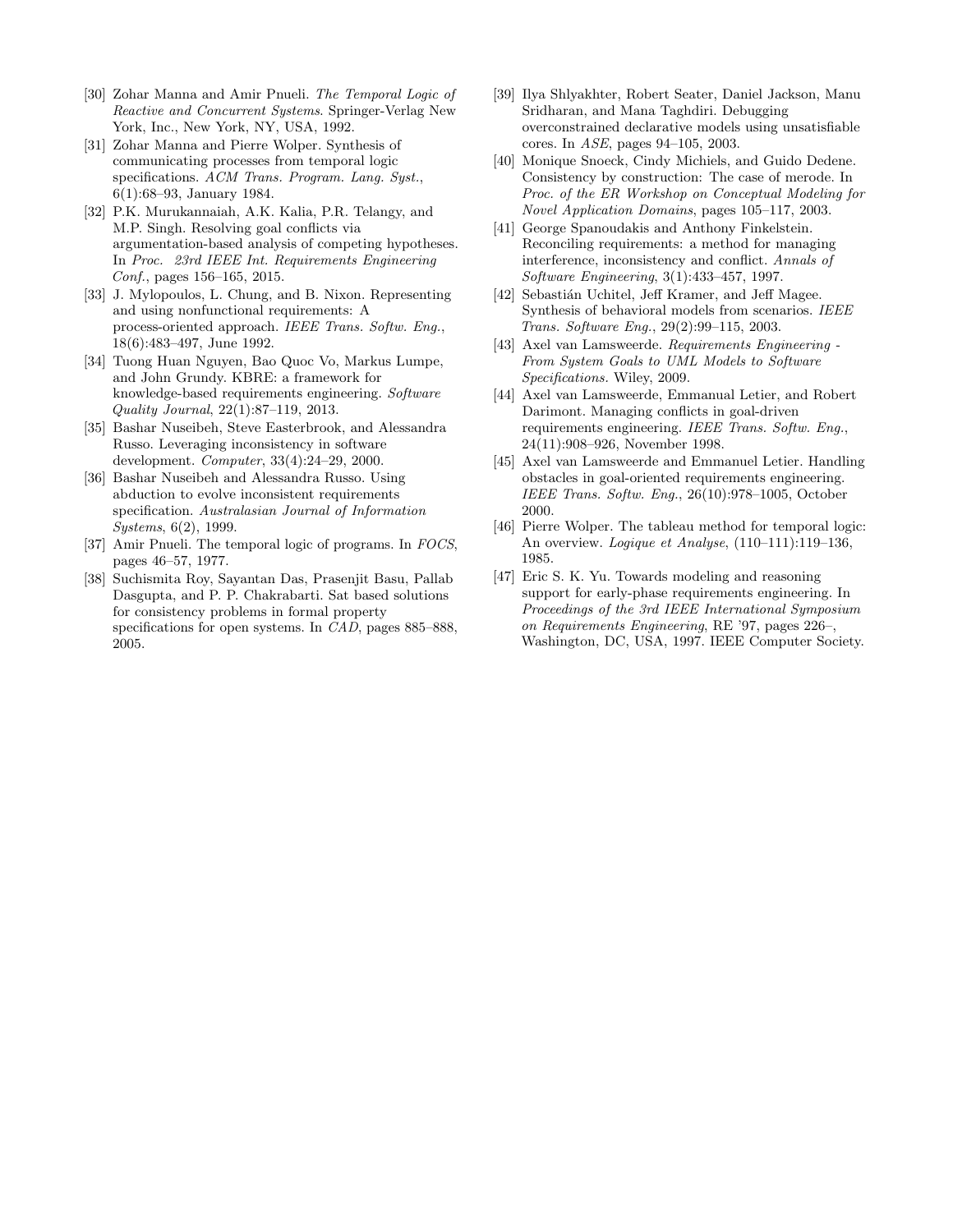[30] Zohar Manna and Amir Pnueli. *The Temporal Logic of Reactive and Concurrent Systems*. Springer-Verlag New York, Inc., New York, NY, USA, 1992.

[31] Zohar Manna and Pierre Wolper. Synthesis of communicating processes from temporal logic specifications. *ACM Trans. Program. Lang. Syst.*, 6(1):68–93, January 1984.

[32] P.K. Murukannaiah, A.K. Kalia, P.R. Telangy, and M.P. Singh. Resolving goal conflicts via argumentation-based analysis of competing hypotheses. In *Proc. 23rd IEEE Int. Requirements Engineering Conf.*, pages 156–165, 2015.

[33] J. Mylopoulos, L. Chung, and B. Nixon. Representing and using nonfunctional requirements: A process-oriented approach. *IEEE Trans. Softw. Eng.*, 18(6):483–497, June 1992.

[34] Tuong Huan Nguyen, Bao Quoc Vo, Markus Lumpe, and John Grundy. KBRE: a framework for knowledge-based requirements engineering. *Software Quality Journal*, 22(1):87–119, 2013.

[35] Bashar Nuseibeh, Steve Easterbrook, and Alessandra Russo. Leveraging inconsistency in software development. *Computer*, 33(4):24–29, 2000.

[36] Bashar Nuseibeh and Alessandra Russo. Using abduction to evolve inconsistent requirements specification. *Australasian Journal of Information Systems*, 6(2), 1999.

[37] Amir Pnueli. The temporal logic of programs. In *FOCS*, pages 46–57, 1977.

[38] Suchismita Roy, Sayantan Das, Prasenjit Basu, Pallab Dasgupta, and P. P. Chakrabarti. Sat based solutions for consistency problems in formal property specifications for open systems. In *CAD*, pages 885–888, 2005.

[39] Ilya Shlyakhter, Robert Seater, Daniel Jackson, Manu Sridharan, and Mana Taghdiri. Debugging overconstrained declarative models using unsatisfiable cores. In *ASE*, pages 94–105, 2003.

[40] Monique Snoeck, Cindy Michiels, and Guido Dedene. Consistency by construction: The case of merode. In *Proc. of the ER Workshop on Conceptual Modeling for Novel Application Domains*, pages 105–117, 2003.

[41] George Spanoudakis and Anthony Finkelstein. Reconciling requirements: a method for managing interference, inconsistency and conflict. *Annals of Software Engineering*, 3(1):433–457, 1997.

[42] Sebastián Uchitel, Jeff Kramer, and Jeff Magee. Synthesis of behavioral models from scenarios. *IEEE Trans. Software Eng.*, 29(2):99–115, 2003.

[43] Axel van Lamsweerde. *Requirements Engineering - From System Goals to UML Models to Software Specifications*. Wiley, 2009.

[44] Axel van Lamsweerde, Emmanual Letier, and Robert Darimont. Managing conflicts in goal-driven requirements engineering. *IEEE Trans. Softw. Eng.*, 24(11):908–926, November 1998.

[45] Axel van Lamsweerde and Emmanuel Letier. Handling obstacles in goal-oriented requirements engineering. *IEEE Trans. Softw. Eng.*, 26(10):978–1005, October 2000.

[46] Pierre Wolper. The tableau method for temporal logic: An overview. *Logique et Analyse*, (110–111):119–136, 1985.

[47] Eric S. K. Yu. Towards modeling and reasoning support for early-phase requirements engineering. In *Proceedings of the 3rd IEEE International Symposium on Requirements Engineering*, RE '97, pages 226–, Washington, DC, USA, 1997. IEEE Computer Society.